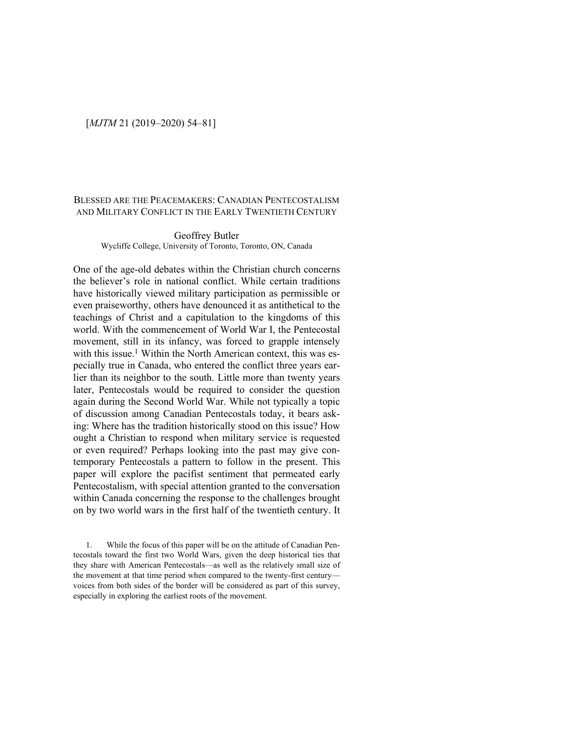# Blessed are the Peacemakers: Canadian Pentecostalism and Military Conflict in the Early Twentieth Century

Geoffrey Butler
Wycliffe College, University of Toronto, Toronto, ON, Canada

One of the age-old debates within the Christian church concerns the believer's role in national conflict. While certain traditions have historically viewed military participation as permissible or even praiseworthy, others have denounced it as antithetical to the teachings of Christ and a capitulation to the kingdoms of this world. With the commencement of World War I, the Pentecostal movement, still in its infancy, was forced to grapple intensely with this issue.[1] Within the North American context, this was especially true in Canada, who entered the conflict three years earlier than its neighbor to the south. Little more than twenty years later, Pentecostals would be required to consider the question again during the Second World War. While not typically a topic of discussion among Canadian Pentecostals today, it bears asking: Where has the tradition historically stood on this issue? How ought a Christian to respond when military service is requested or even required? Perhaps looking into the past may give contemporary Pentecostals a pattern to follow in the present. This paper will explore the pacifist sentiment that permeated early Pentecostalism, with special attention granted to the conversation within Canada concerning the response to the challenges brought on by two world wars in the first half of the twentieth century. It

1. While the focus of this paper will be on the attitude of Canadian Pentecostals toward the first two World Wars, given the deep historical ties that they share with American Pentecostals—as well as the relatively small size of the movement at that time period when compared to the twenty-first century—voices from both sides of the border will be considered as part of this survey, especially in exploring the earliest roots of the movement.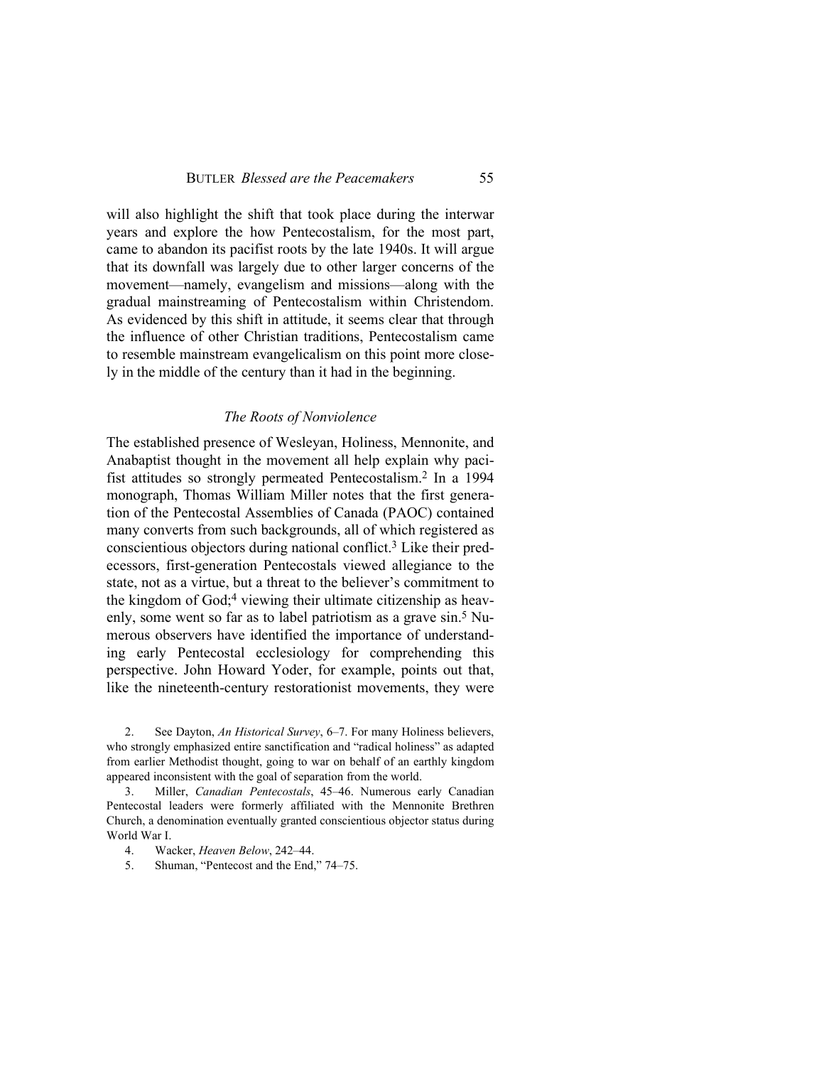will also highlight the shift that took place during the interwar years and explore the how Pentecostalism, for the most part, came to abandon its pacifist roots by the late 1940s. It will argue that its downfall was largely due to other larger concerns of the movement—namely, evangelism and missions—along with the gradual mainstreaming of Pentecostalism within Christendom. As evidenced by this shift in attitude, it seems clear that through the influence of other Christian traditions, Pentecostalism came to resemble mainstream evangelicalism on this point more closely in the middle of the century than it had in the beginning.

### *The Roots of Nonviolence*

The established presence of Wesleyan, Holiness, Mennonite, and Anabaptist thought in the movement all help explain why pacifist attitudes so strongly permeated Pentecostalism.[2] In a 1994 monograph, Thomas William Miller notes that the first generation of the Pentecostal Assemblies of Canada (PAOC) contained many converts from such backgrounds, all of which registered as conscientious objectors during national conflict.[3] Like their predecessors, first-generation Pentecostals viewed allegiance to the state, not as a virtue, but a threat to the believer's commitment to the kingdom of God;[4] viewing their ultimate citizenship as heavenly, some went so far as to label patriotism as a grave sin.[5] Numerous observers have identified the importance of understanding early Pentecostal ecclesiology for comprehending this perspective. John Howard Yoder, for example, points out that, like the nineteenth-century restorationist movements, they were

2. See Dayton, *An Historical Survey*, 6–7. For many Holiness believers, who strongly emphasized entire sanctification and "radical holiness" as adapted from earlier Methodist thought, going to war on behalf of an earthly kingdom appeared inconsistent with the goal of separation from the world.

3. Miller, *Canadian Pentecostals*, 45–46. Numerous early Canadian Pentecostal leaders were formerly affiliated with the Mennonite Brethren Church, a denomination eventually granted conscientious objector status during World War I.

4. Wacker, *Heaven Below*, 242–44.

5. Shuman, "Pentecost and the End," 74–75.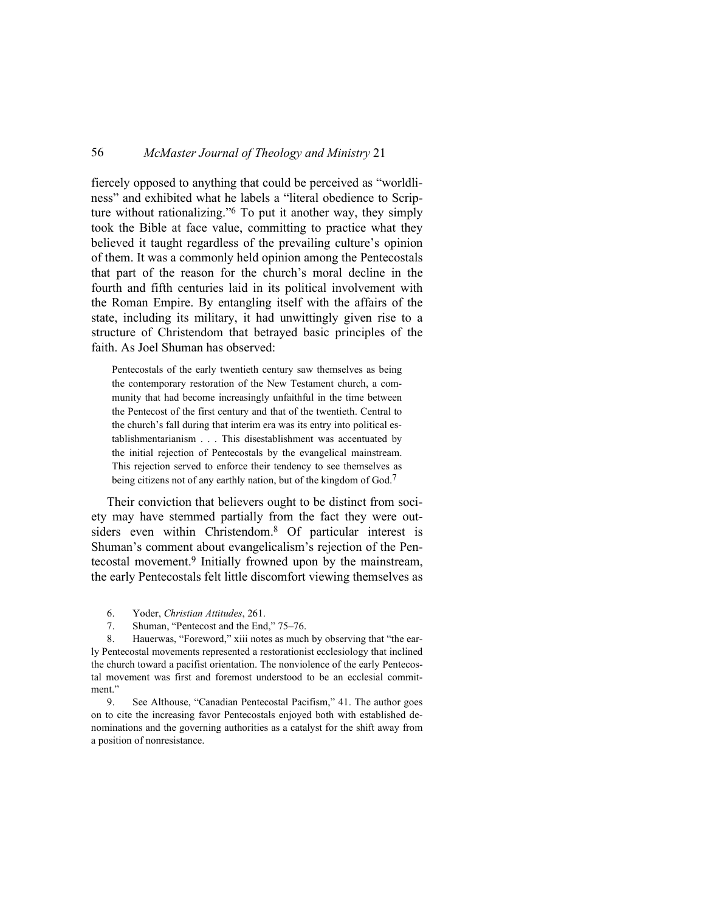fiercely opposed to anything that could be perceived as "worldliness" and exhibited what he labels a "literal obedience to Scripture without rationalizing."[6] To put it another way, they simply took the Bible at face value, committing to practice what they believed it taught regardless of the prevailing culture's opinion of them. It was a commonly held opinion among the Pentecostals that part of the reason for the church's moral decline in the fourth and fifth centuries laid in its political involvement with the Roman Empire. By entangling itself with the affairs of the state, including its military, it had unwittingly given rise to a structure of Christendom that betrayed basic principles of the faith. As Joel Shuman has observed:

> Pentecostals of the early twentieth century saw themselves as being the contemporary restoration of the New Testament church, a community that had become increasingly unfaithful in the time between the Pentecost of the first century and that of the twentieth. Central to the church's fall during that interim era was its entry into political establishmentarianism . . . This disestablishment was accentuated by the initial rejection of Pentecostals by the evangelical mainstream. This rejection served to enforce their tendency to see themselves as being citizens not of any earthly nation, but of the kingdom of God.[7]

Their conviction that believers ought to be distinct from society may have stemmed partially from the fact they were outsiders even within Christendom.[8] Of particular interest is Shuman's comment about evangelicalism's rejection of the Pentecostal movement.[9] Initially frowned upon by the mainstream, the early Pentecostals felt little discomfort viewing themselves as

6. Yoder, *Christian Attitudes*, 261.

7. Shuman, "Pentecost and the End," 75–76.

8. Hauerwas, "Foreword," xiii notes as much by observing that "the early Pentecostal movements represented a restorationist ecclesiology that inclined the church toward a pacifist orientation. The nonviolence of the early Pentecostal movement was first and foremost understood to be an ecclesial commitment."

9. See Althouse, "Canadian Pentecostal Pacifism," 41. The author goes on to cite the increasing favor Pentecostals enjoyed both with established denominations and the governing authorities as a catalyst for the shift away from a position of nonresistance.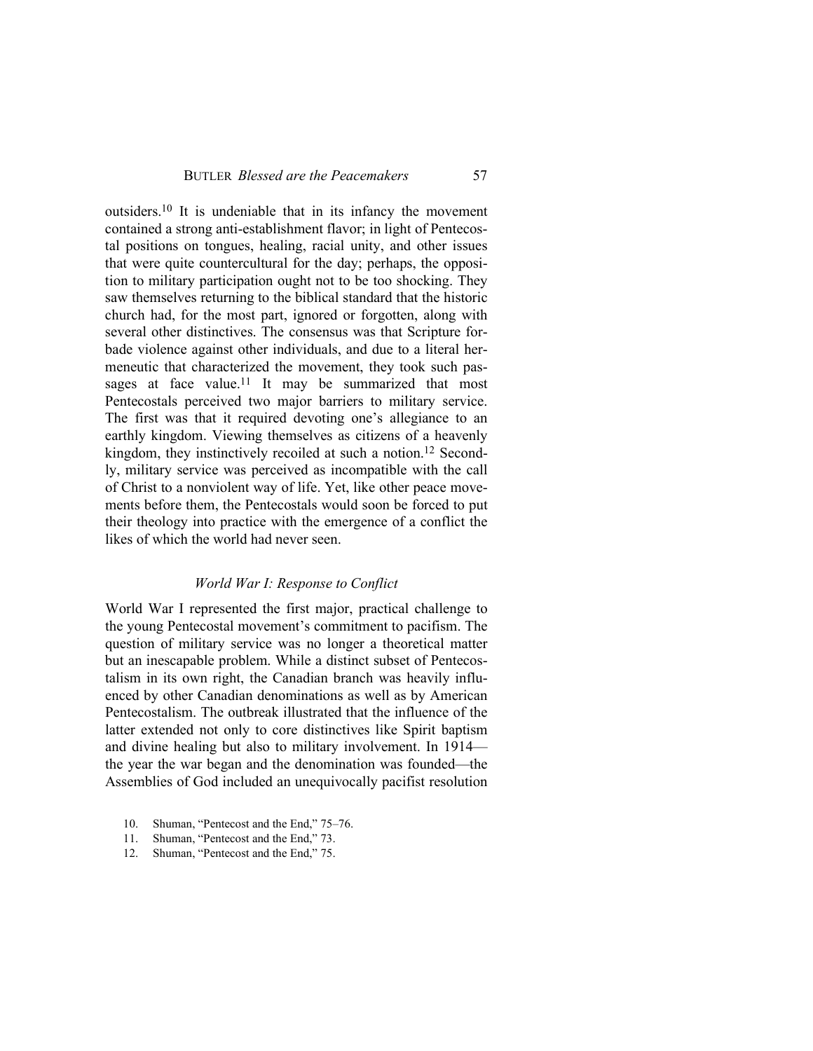outsiders.[10] It is undeniable that in its infancy the movement contained a strong anti-establishment flavor; in light of Pentecostal positions on tongues, healing, racial unity, and other issues that were quite countercultural for the day; perhaps, the opposition to military participation ought not to be too shocking. They saw themselves returning to the biblical standard that the historic church had, for the most part, ignored or forgotten, along with several other distinctives. The consensus was that Scripture forbade violence against other individuals, and due to a literal hermeneutic that characterized the movement, they took such passages at face value.[11] It may be summarized that most Pentecostals perceived two major barriers to military service. The first was that it required devoting one's allegiance to an earthly kingdom. Viewing themselves as citizens of a heavenly kingdom, they instinctively recoiled at such a notion.[12] Secondly, military service was perceived as incompatible with the call of Christ to a nonviolent way of life. Yet, like other peace movements before them, the Pentecostals would soon be forced to put their theology into practice with the emergence of a conflict the likes of which the world had never seen.

### *World War I: Response to Conflict*

World War I represented the first major, practical challenge to the young Pentecostal movement's commitment to pacifism. The question of military service was no longer a theoretical matter but an inescapable problem. While a distinct subset of Pentecostalism in its own right, the Canadian branch was heavily influenced by other Canadian denominations as well as by American Pentecostalism. The outbreak illustrated that the influence of the latter extended not only to core distinctives like Spirit baptism and divine healing but also to military involvement. In 1914—the year the war began and the denomination was founded—the Assemblies of God included an unequivocally pacifist resolution

10. Shuman, "Pentecost and the End," 75–76.
11. Shuman, "Pentecost and the End," 73.
12. Shuman, "Pentecost and the End," 75.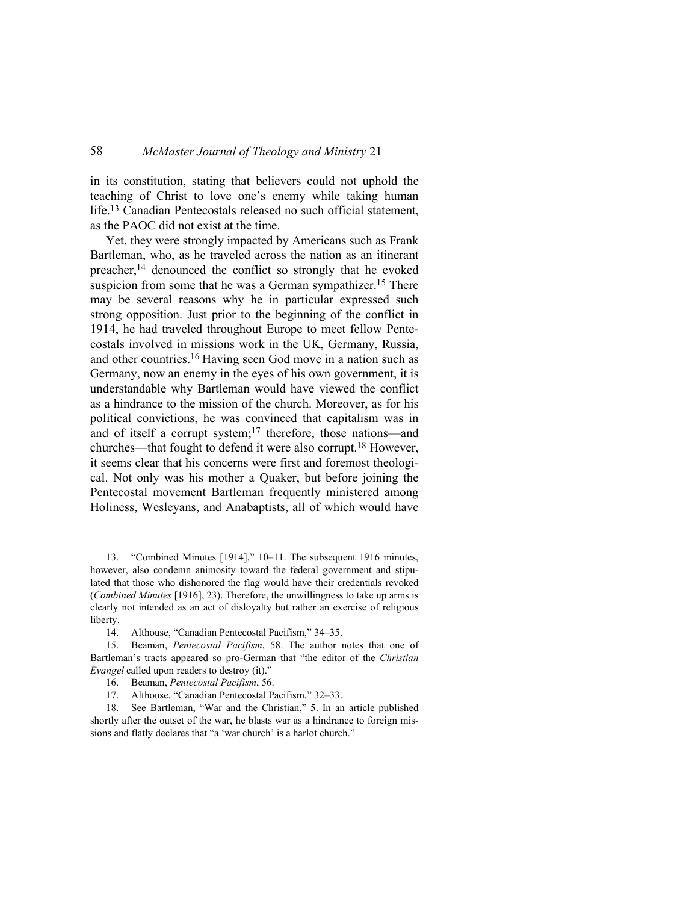in its constitution, stating that believers could not uphold the teaching of Christ to love one's enemy while taking human life.[13] Canadian Pentecostals released no such official statement, as the PAOC did not exist at the time.

Yet, they were strongly impacted by Americans such as Frank Bartleman, who, as he traveled across the nation as an itinerant preacher,[14] denounced the conflict so strongly that he evoked suspicion from some that he was a German sympathizer.[15] There may be several reasons why he in particular expressed such strong opposition. Just prior to the beginning of the conflict in 1914, he had traveled throughout Europe to meet fellow Pentecostals involved in missions work in the UK, Germany, Russia, and other countries.[16] Having seen God move in a nation such as Germany, now an enemy in the eyes of his own government, it is understandable why Bartleman would have viewed the conflict as a hindrance to the mission of the church. Moreover, as for his political convictions, he was convinced that capitalism was in and of itself a corrupt system;[17] therefore, those nations—and churches—that fought to defend it were also corrupt.[18] However, it seems clear that his concerns were first and foremost theological. Not only was his mother a Quaker, but before joining the Pentecostal movement Bartleman frequently ministered among Holiness, Wesleyans, and Anabaptists, all of which would have

13. "Combined Minutes [1914]," 10–11. The subsequent 1916 minutes, however, also condemn animosity toward the federal government and stipulated that those who dishonored the flag would have their credentials revoked (*Combined Minutes* [1916], 23). Therefore, the unwillingness to take up arms is clearly not intended as an act of disloyalty but rather an exercise of religious liberty.

14. Althouse, "Canadian Pentecostal Pacifism," 34–35.

15. Beaman, *Pentecostal Pacifism*, 58. The author notes that one of Bartleman's tracts appeared so pro-German that "the editor of the *Christian Evangel* called upon readers to destroy (it)."

16. Beaman, *Pentecostal Pacifism*, 56.

17. Althouse, "Canadian Pentecostal Pacifism," 32–33.

18. See Bartleman, "War and the Christian," 5. In an article published shortly after the outset of the war, he blasts war as a hindrance to foreign missions and flatly declares that "a 'war church' is a harlot church."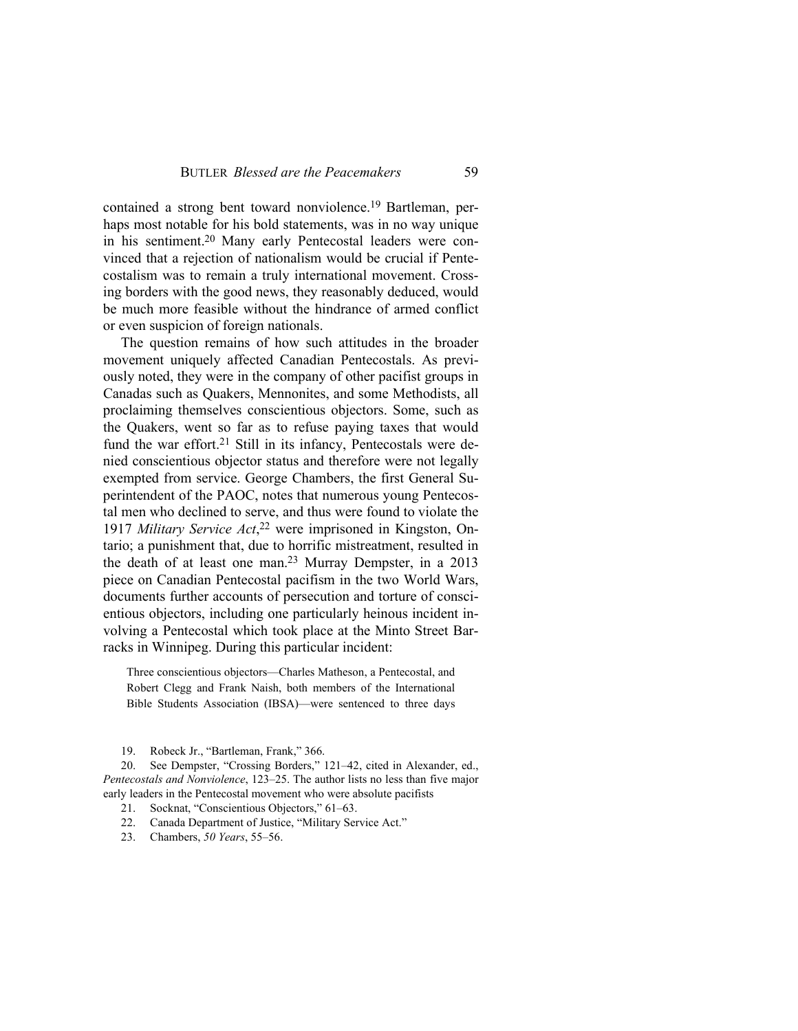contained a strong bent toward nonviolence.[19] Bartleman, perhaps most notable for his bold statements, was in no way unique in his sentiment.[20] Many early Pentecostal leaders were convinced that a rejection of nationalism would be crucial if Pentecostalism was to remain a truly international movement. Crossing borders with the good news, they reasonably deduced, would be much more feasible without the hindrance of armed conflict or even suspicion of foreign nationals.

The question remains of how such attitudes in the broader movement uniquely affected Canadian Pentecostals. As previously noted, they were in the company of other pacifist groups in Canadas such as Quakers, Mennonites, and some Methodists, all proclaiming themselves conscientious objectors. Some, such as the Quakers, went so far as to refuse paying taxes that would fund the war effort.[21] Still in its infancy, Pentecostals were denied conscientious objector status and therefore were not legally exempted from service. George Chambers, the first General Superintendent of the PAOC, notes that numerous young Pentecostal men who declined to serve, and thus were found to violate the 1917 *Military Service Act*,[22] were imprisoned in Kingston, Ontario; a punishment that, due to horrific mistreatment, resulted in the death of at least one man.[23] Murray Dempster, in a 2013 piece on Canadian Pentecostal pacifism in the two World Wars, documents further accounts of persecution and torture of conscientious objectors, including one particularly heinous incident involving a Pentecostal which took place at the Minto Street Barracks in Winnipeg. During this particular incident:

> Three conscientious objectors—Charles Matheson, a Pentecostal, and Robert Clegg and Frank Naish, both members of the International Bible Students Association (IBSA)—were sentenced to three days

19. Robeck Jr., "Bartleman, Frank," 366.

20. See Dempster, "Crossing Borders," 121–42, cited in Alexander, ed., *Pentecostals and Nonviolence*, 123–25. The author lists no less than five major early leaders in the Pentecostal movement who were absolute pacifists

21. Socknat, "Conscientious Objectors," 61–63.

22. Canada Department of Justice, "Military Service Act."

23. Chambers, *50 Years*, 55–56.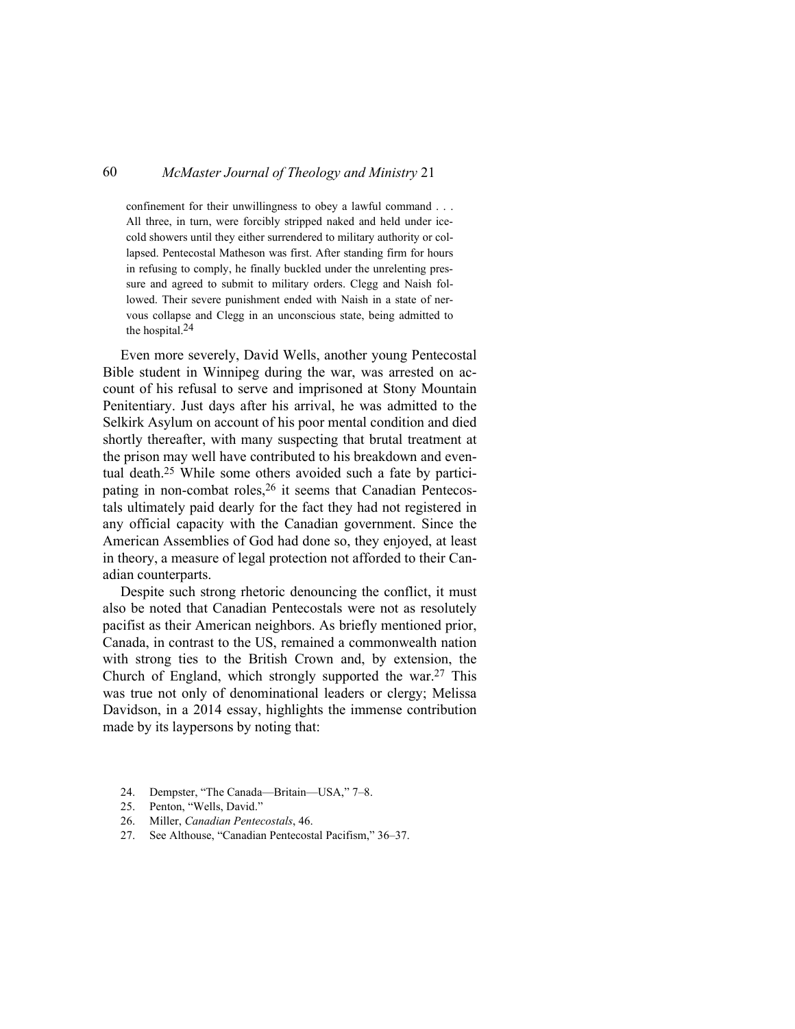> confinement for their unwillingness to obey a lawful command . . . All three, in turn, were forcibly stripped naked and held under ice-cold showers until they either surrendered to military authority or collapsed. Pentecostal Matheson was first. After standing firm for hours in refusing to comply, he finally buckled under the unrelenting pressure and agreed to submit to military orders. Clegg and Naish followed. Their severe punishment ended with Naish in a state of nervous collapse and Clegg in an unconscious state, being admitted to the hospital.[24]

Even more severely, David Wells, another young Pentecostal Bible student in Winnipeg during the war, was arrested on account of his refusal to serve and imprisoned at Stony Mountain Penitentiary. Just days after his arrival, he was admitted to the Selkirk Asylum on account of his poor mental condition and died shortly thereafter, with many suspecting that brutal treatment at the prison may well have contributed to his breakdown and eventual death.[25] While some others avoided such a fate by participating in non-combat roles,[26] it seems that Canadian Pentecostals ultimately paid dearly for the fact they had not registered in any official capacity with the Canadian government. Since the American Assemblies of God had done so, they enjoyed, at least in theory, a measure of legal protection not afforded to their Canadian counterparts.

Despite such strong rhetoric denouncing the conflict, it must also be noted that Canadian Pentecostals were not as resolutely pacifist as their American neighbors. As briefly mentioned prior, Canada, in contrast to the US, remained a commonwealth nation with strong ties to the British Crown and, by extension, the Church of England, which strongly supported the war.[27] This was true not only of denominational leaders or clergy; Melissa Davidson, in a 2014 essay, highlights the immense contribution made by its laypersons by noting that:

24. Dempster, "The Canada—Britain—USA," 7–8.
25. Penton, "Wells, David."
26. Miller, *Canadian Pentecostals*, 46.
27. See Althouse, "Canadian Pentecostal Pacifism," 36–37.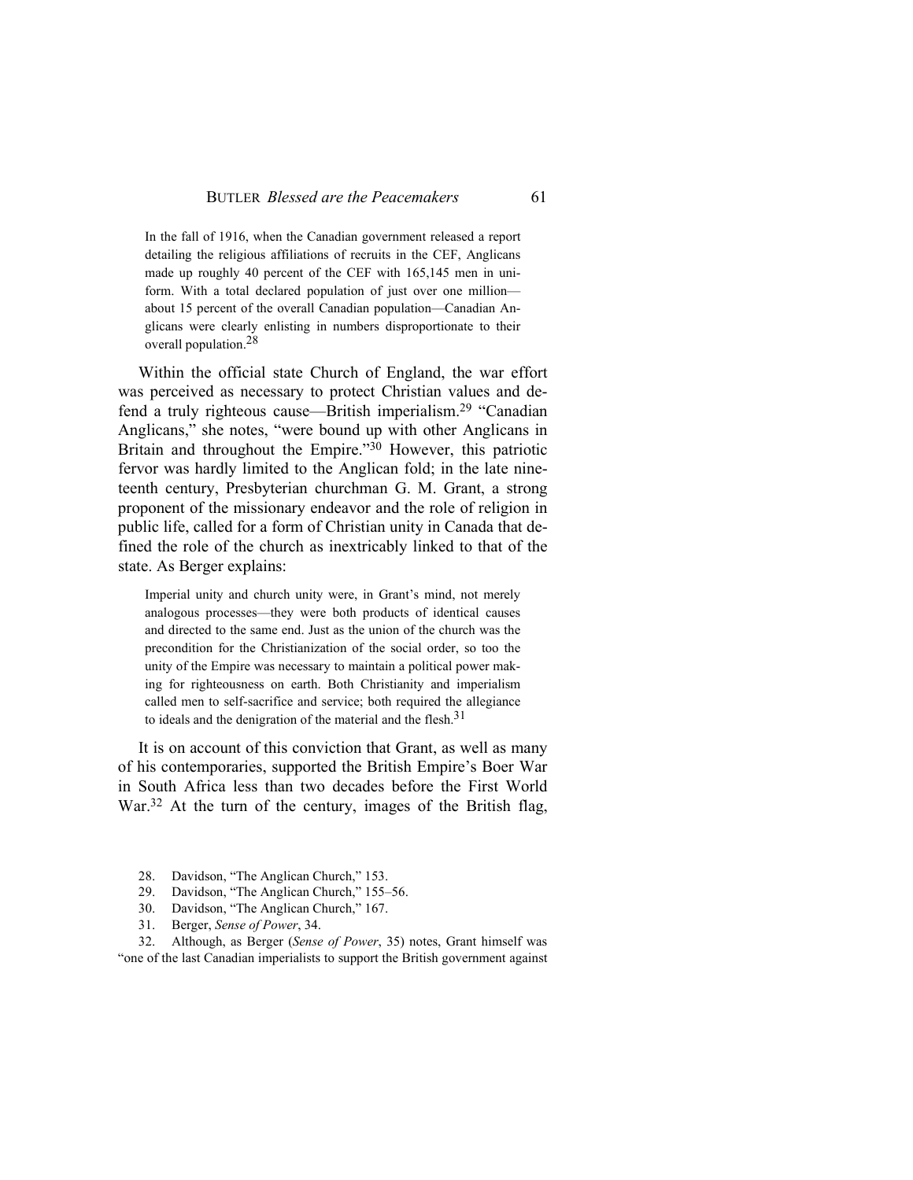> In the fall of 1916, when the Canadian government released a report detailing the religious affiliations of recruits in the CEF, Anglicans made up roughly 40 percent of the CEF with 165,145 men in uniform. With a total declared population of just over one million—about 15 percent of the overall Canadian population—Canadian Anglicans were clearly enlisting in numbers disproportionate to their overall population.[28]

Within the official state Church of England, the war effort was perceived as necessary to protect Christian values and defend a truly righteous cause—British imperialism.[29] "Canadian Anglicans," she notes, "were bound up with other Anglicans in Britain and throughout the Empire."[30] However, this patriotic fervor was hardly limited to the Anglican fold; in the late nineteenth century, Presbyterian churchman G. M. Grant, a strong proponent of the missionary endeavor and the role of religion in public life, called for a form of Christian unity in Canada that defined the role of the church as inextricably linked to that of the state. As Berger explains:

> Imperial unity and church unity were, in Grant's mind, not merely analogous processes—they were both products of identical causes and directed to the same end. Just as the union of the church was the precondition for the Christianization of the social order, so too the unity of the Empire was necessary to maintain a political power making for righteousness on earth. Both Christianity and imperialism called men to self-sacrifice and service; both required the allegiance to ideals and the denigration of the material and the flesh.[31]

It is on account of this conviction that Grant, as well as many of his contemporaries, supported the British Empire's Boer War in South Africa less than two decades before the First World War.[32] At the turn of the century, images of the British flag,

28. Davidson, "The Anglican Church," 153.
29. Davidson, "The Anglican Church," 155–56.
30. Davidson, "The Anglican Church," 167.
31. Berger, *Sense of Power*, 34.
32. Although, as Berger (*Sense of Power*, 35) notes, Grant himself was "one of the last Canadian imperialists to support the British government against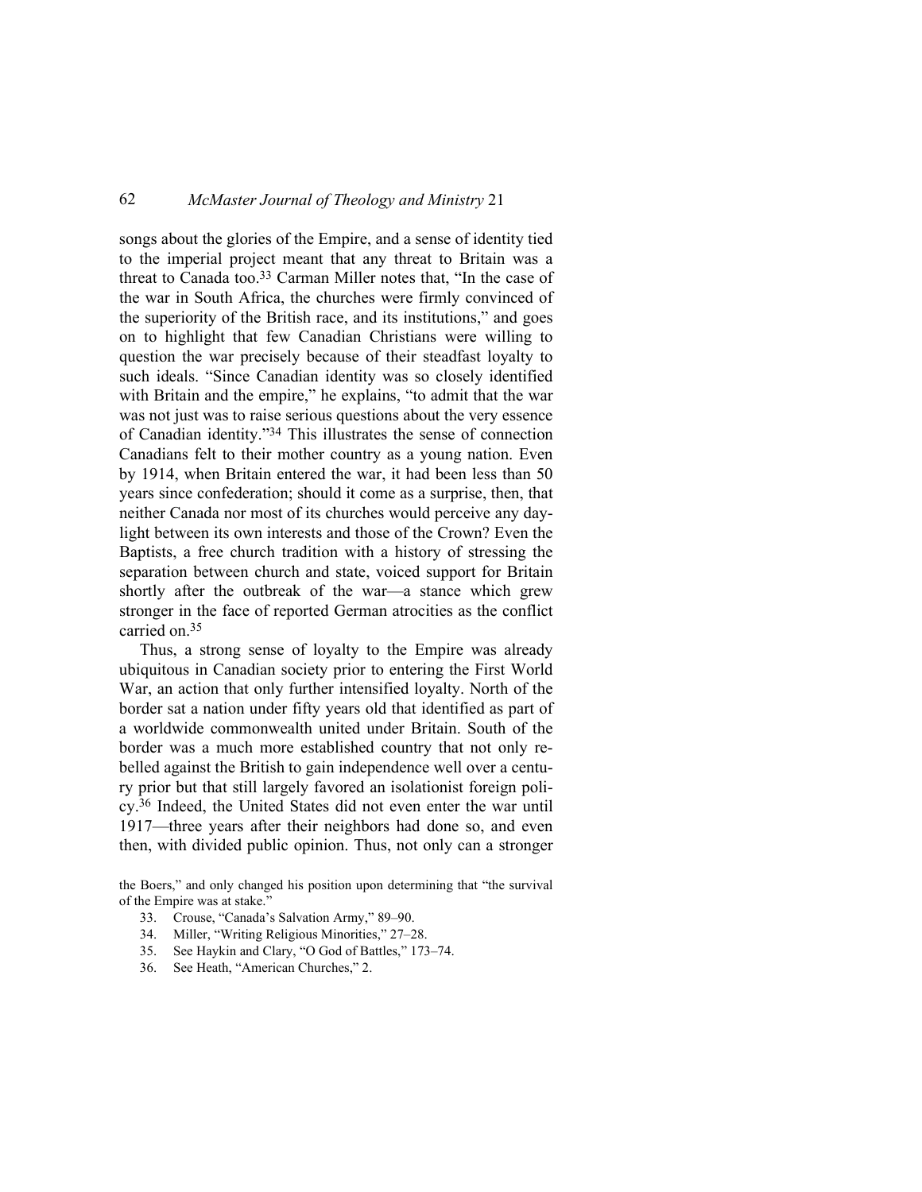songs about the glories of the Empire, and a sense of identity tied to the imperial project meant that any threat to Britain was a threat to Canada too.[33] Carman Miller notes that, "In the case of the war in South Africa, the churches were firmly convinced of the superiority of the British race, and its institutions," and goes on to highlight that few Canadian Christians were willing to question the war precisely because of their steadfast loyalty to such ideals. "Since Canadian identity was so closely identified with Britain and the empire," he explains, "to admit that the war was not just was to raise serious questions about the very essence of Canadian identity."[34] This illustrates the sense of connection Canadians felt to their mother country as a young nation. Even by 1914, when Britain entered the war, it had been less than 50 years since confederation; should it come as a surprise, then, that neither Canada nor most of its churches would perceive any daylight between its own interests and those of the Crown? Even the Baptists, a free church tradition with a history of stressing the separation between church and state, voiced support for Britain shortly after the outbreak of the war—a stance which grew stronger in the face of reported German atrocities as the conflict carried on.[35]

Thus, a strong sense of loyalty to the Empire was already ubiquitous in Canadian society prior to entering the First World War, an action that only further intensified loyalty. North of the border sat a nation under fifty years old that identified as part of a worldwide commonwealth united under Britain. South of the border was a much more established country that not only rebelled against the British to gain independence well over a century prior but that still largely favored an isolationist foreign policy.[36] Indeed, the United States did not even enter the war until 1917—three years after their neighbors had done so, and even then, with divided public opinion. Thus, not only can a stronger

the Boers," and only changed his position upon determining that "the survival of the Empire was at stake."

33. Crouse, "Canada's Salvation Army," 89–90.
34. Miller, "Writing Religious Minorities," 27–28.
35. See Haykin and Clary, "O God of Battles," 173–74.
36. See Heath, "American Churches," 2.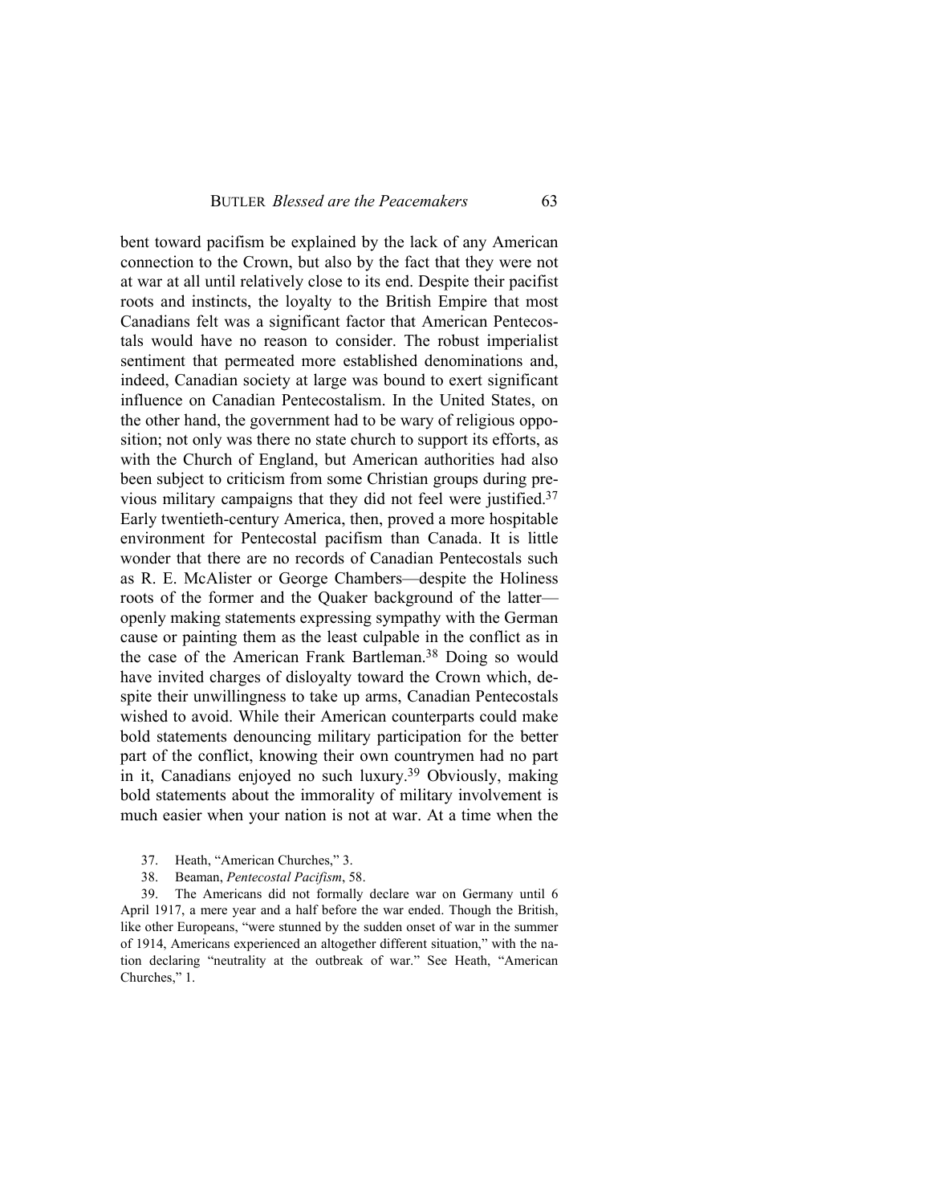bent toward pacifism be explained by the lack of any American connection to the Crown, but also by the fact that they were not at war at all until relatively close to its end. Despite their pacifist roots and instincts, the loyalty to the British Empire that most Canadians felt was a significant factor that American Pentecostals would have no reason to consider. The robust imperialist sentiment that permeated more established denominations and, indeed, Canadian society at large was bound to exert significant influence on Canadian Pentecostalism. In the United States, on the other hand, the government had to be wary of religious opposition; not only was there no state church to support its efforts, as with the Church of England, but American authorities had also been subject to criticism from some Christian groups during previous military campaigns that they did not feel were justified.[37] Early twentieth-century America, then, proved a more hospitable environment for Pentecostal pacifism than Canada. It is little wonder that there are no records of Canadian Pentecostals such as R. E. McAlister or George Chambers—despite the Holiness roots of the former and the Quaker background of the latter—openly making statements expressing sympathy with the German cause or painting them as the least culpable in the conflict as in the case of the American Frank Bartleman.[38] Doing so would have invited charges of disloyalty toward the Crown which, despite their unwillingness to take up arms, Canadian Pentecostals wished to avoid. While their American counterparts could make bold statements denouncing military participation for the better part of the conflict, knowing their own countrymen had no part in it, Canadians enjoyed no such luxury.[39] Obviously, making bold statements about the immorality of military involvement is much easier when your nation is not at war. At a time when the

37. Heath, "American Churches," 3.

38. Beaman, *Pentecostal Pacifism*, 58.

39. The Americans did not formally declare war on Germany until 6 April 1917, a mere year and a half before the war ended. Though the British, like other Europeans, "were stunned by the sudden onset of war in the summer of 1914, Americans experienced an altogether different situation," with the nation declaring "neutrality at the outbreak of war." See Heath, "American Churches," 1.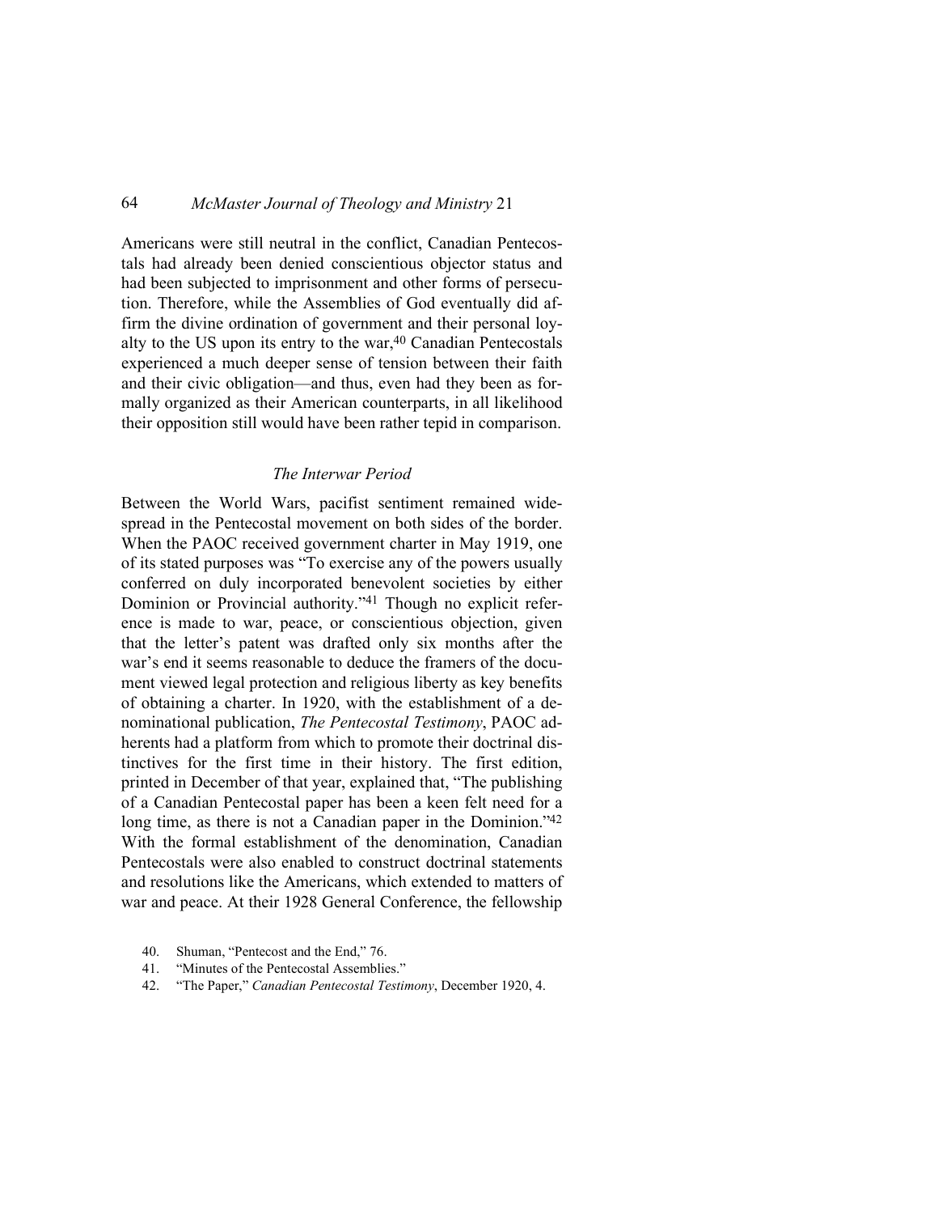Americans were still neutral in the conflict, Canadian Pentecostals had already been denied conscientious objector status and had been subjected to imprisonment and other forms of persecution. Therefore, while the Assemblies of God eventually did affirm the divine ordination of government and their personal loyalty to the US upon its entry to the war,[40] Canadian Pentecostals experienced a much deeper sense of tension between their faith and their civic obligation—and thus, even had they been as formally organized as their American counterparts, in all likelihood their opposition still would have been rather tepid in comparison.

### *The Interwar Period*

Between the World Wars, pacifist sentiment remained widespread in the Pentecostal movement on both sides of the border. When the PAOC received government charter in May 1919, one of its stated purposes was "To exercise any of the powers usually conferred on duly incorporated benevolent societies by either Dominion or Provincial authority."[41] Though no explicit reference is made to war, peace, or conscientious objection, given that the letter's patent was drafted only six months after the war's end it seems reasonable to deduce the framers of the document viewed legal protection and religious liberty as key benefits of obtaining a charter. In 1920, with the establishment of a denominational publication, *The Pentecostal Testimony*, PAOC adherents had a platform from which to promote their doctrinal distinctives for the first time in their history. The first edition, printed in December of that year, explained that, "The publishing of a Canadian Pentecostal paper has been a keen felt need for a long time, as there is not a Canadian paper in the Dominion."[42] With the formal establishment of the denomination, Canadian Pentecostals were also enabled to construct doctrinal statements and resolutions like the Americans, which extended to matters of war and peace. At their 1928 General Conference, the fellowship

40. Shuman, "Pentecost and the End," 76.
41. "Minutes of the Pentecostal Assemblies."
42. "The Paper," *Canadian Pentecostal Testimony*, December 1920, 4.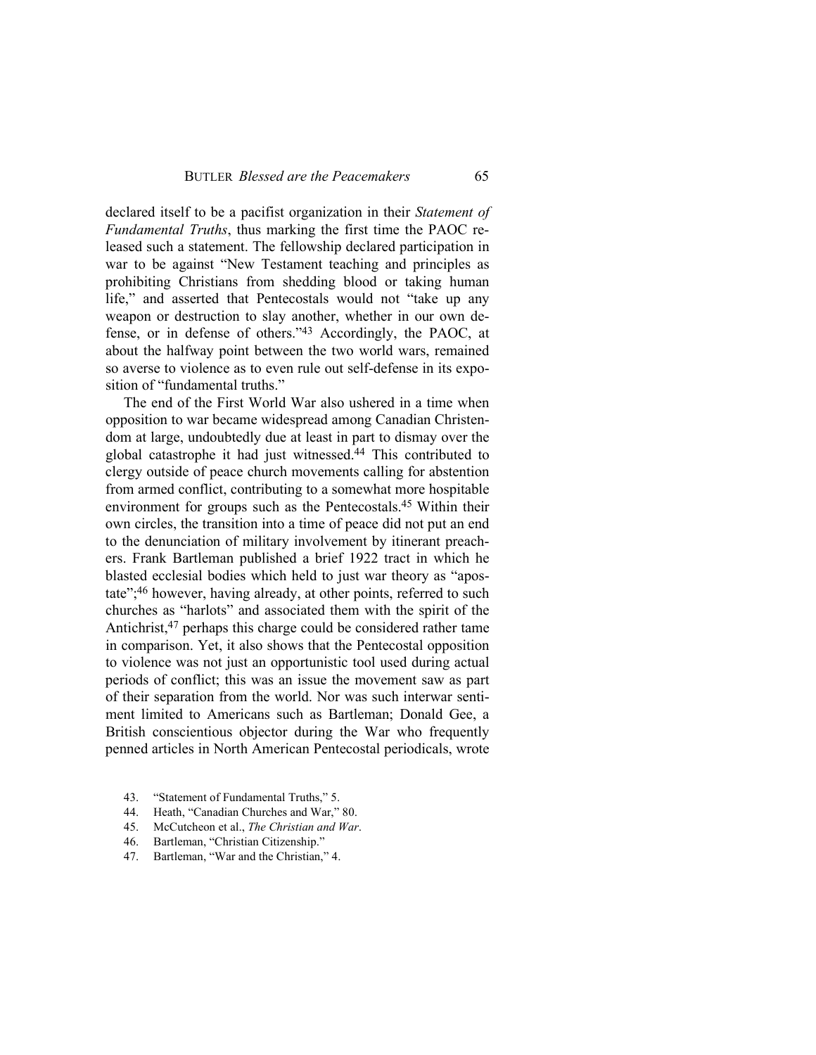declared itself to be a pacifist organization in their *Statement of Fundamental Truths*, thus marking the first time the PAOC released such a statement. The fellowship declared participation in war to be against "New Testament teaching and principles as prohibiting Christians from shedding blood or taking human life," and asserted that Pentecostals would not "take up any weapon or destruction to slay another, whether in our own defense, or in defense of others."[43] Accordingly, the PAOC, at about the halfway point between the two world wars, remained so averse to violence as to even rule out self-defense in its exposition of "fundamental truths."

The end of the First World War also ushered in a time when opposition to war became widespread among Canadian Christendom at large, undoubtedly due at least in part to dismay over the global catastrophe it had just witnessed.[44] This contributed to clergy outside of peace church movements calling for abstention from armed conflict, contributing to a somewhat more hospitable environment for groups such as the Pentecostals.[45] Within their own circles, the transition into a time of peace did not put an end to the denunciation of military involvement by itinerant preachers. Frank Bartleman published a brief 1922 tract in which he blasted ecclesial bodies which held to just war theory as "apostate";[46] however, having already, at other points, referred to such churches as "harlots" and associated them with the spirit of the Antichrist,[47] perhaps this charge could be considered rather tame in comparison. Yet, it also shows that the Pentecostal opposition to violence was not just an opportunistic tool used during actual periods of conflict; this was an issue the movement saw as part of their separation from the world. Nor was such interwar sentiment limited to Americans such as Bartleman; Donald Gee, a British conscientious objector during the War who frequently penned articles in North American Pentecostal periodicals, wrote

43. "Statement of Fundamental Truths," 5.
44. Heath, "Canadian Churches and War," 80.
45. McCutcheon et al., *The Christian and War*.
46. Bartleman, "Christian Citizenship."
47. Bartleman, "War and the Christian," 4.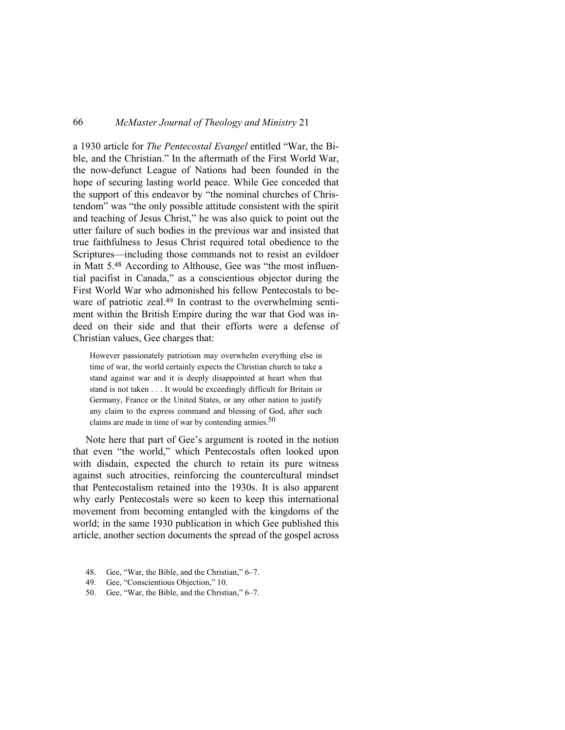a 1930 article for *The Pentecostal Evangel* entitled "War, the Bible, and the Christian." In the aftermath of the First World War, the now-defunct League of Nations had been founded in the hope of securing lasting world peace. While Gee conceded that the support of this endeavor by "the nominal churches of Christendom" was "the only possible attitude consistent with the spirit and teaching of Jesus Christ," he was also quick to point out the utter failure of such bodies in the previous war and insisted that true faithfulness to Jesus Christ required total obedience to the Scriptures—including those commands not to resist an evildoer in Matt 5.[48] According to Althouse, Gee was "the most influential pacifist in Canada," as a conscientious objector during the First World War who admonished his fellow Pentecostals to beware of patriotic zeal.[49] In contrast to the overwhelming sentiment within the British Empire during the war that God was indeed on their side and that their efforts were a defense of Christian values, Gee charges that:

> However passionately patriotism may overwhelm everything else in time of war, the world certainly expects the Christian church to take a stand against war and it is deeply disappointed at heart when that stand is not taken . . . It would be exceedingly difficult for Britain or Germany, France or the United States, or any other nation to justify any claim to the express command and blessing of God, after such claims are made in time of war by contending armies.[50]

Note here that part of Gee's argument is rooted in the notion that even "the world," which Pentecostals often looked upon with disdain, expected the church to retain its pure witness against such atrocities, reinforcing the countercultural mindset that Pentecostalism retained into the 1930s. It is also apparent why early Pentecostals were so keen to keep this international movement from becoming entangled with the kingdoms of the world; in the same 1930 publication in which Gee published this article, another section documents the spread of the gospel across

48. Gee, "War, the Bible, and the Christian," 6–7.
49. Gee, "Conscientious Objection," 10.
50. Gee, "War, the Bible, and the Christian," 6–7.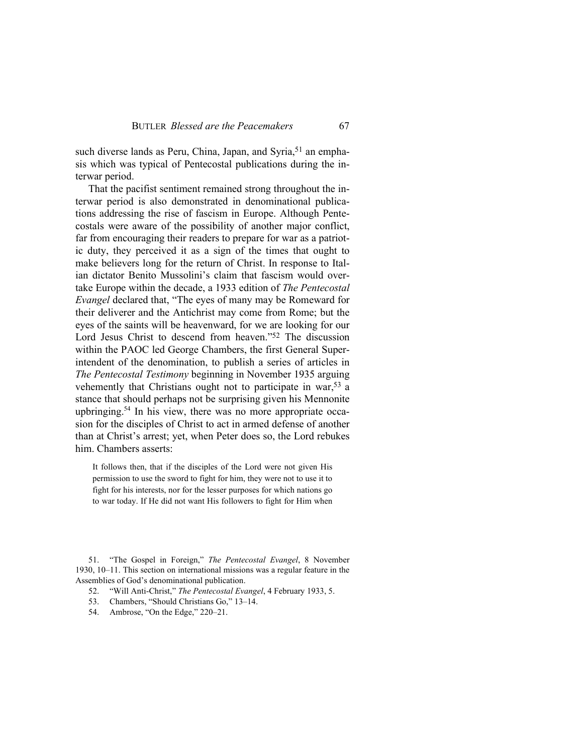such diverse lands as Peru, China, Japan, and Syria,[51] an emphasis which was typical of Pentecostal publications during the interwar period.

That the pacifist sentiment remained strong throughout the interwar period is also demonstrated in denominational publications addressing the rise of fascism in Europe. Although Pentecostals were aware of the possibility of another major conflict, far from encouraging their readers to prepare for war as a patriotic duty, they perceived it as a sign of the times that ought to make believers long for the return of Christ. In response to Italian dictator Benito Mussolini's claim that fascism would overtake Europe within the decade, a 1933 edition of *The Pentecostal Evangel* declared that, "The eyes of many may be Romeward for their deliverer and the Antichrist may come from Rome; but the eyes of the saints will be heavenward, for we are looking for our Lord Jesus Christ to descend from heaven."[52] The discussion within the PAOC led George Chambers, the first General Superintendent of the denomination, to publish a series of articles in *The Pentecostal Testimony* beginning in November 1935 arguing vehemently that Christians ought not to participate in war,[53] a stance that should perhaps not be surprising given his Mennonite upbringing.[54] In his view, there was no more appropriate occasion for the disciples of Christ to act in armed defense of another than at Christ's arrest; yet, when Peter does so, the Lord rebukes him. Chambers asserts:

> It follows then, that if the disciples of the Lord were not given His permission to use the sword to fight for him, they were not to use it to fight for his interests, nor for the lesser purposes for which nations go to war today. If He did not want His followers to fight for Him when

51. "The Gospel in Foreign," *The Pentecostal Evangel*, 8 November 1930, 10–11. This section on international missions was a regular feature in the Assemblies of God's denominational publication.

52. "Will Anti-Christ," *The Pentecostal Evangel*, 4 February 1933, 5.

53. Chambers, "Should Christians Go," 13–14.

54. Ambrose, "On the Edge," 220–21.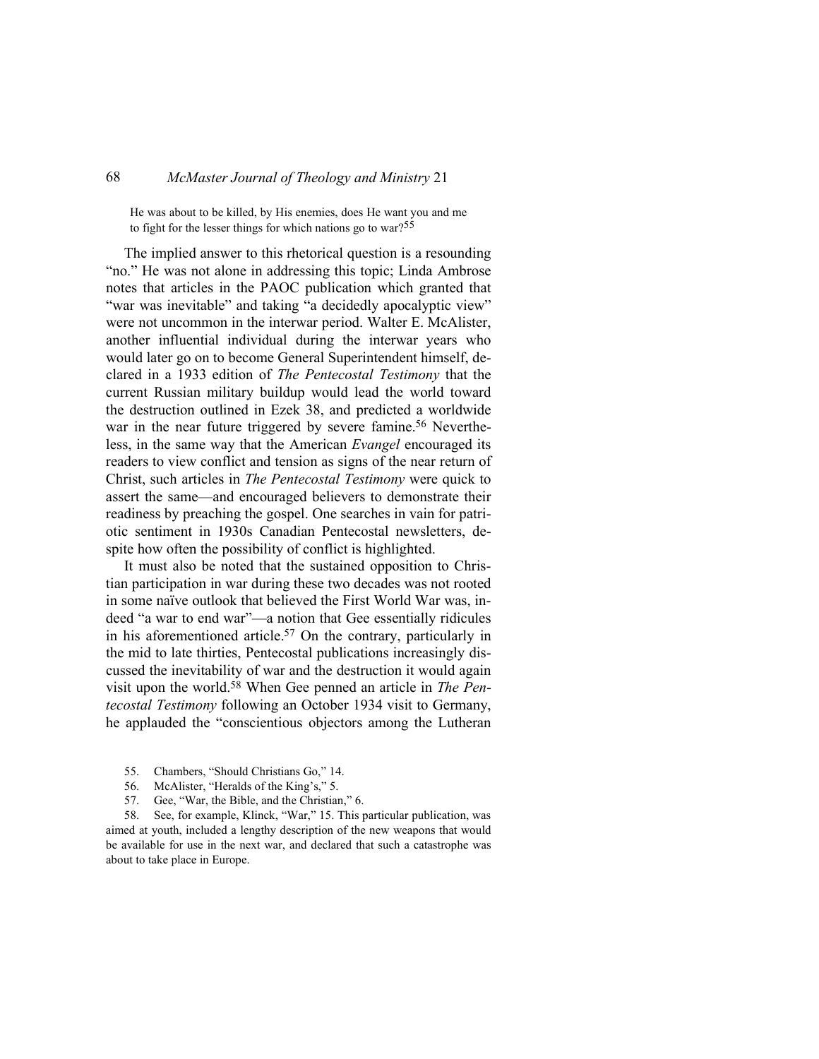> He was about to be killed, by His enemies, does He want you and me to fight for the lesser things for which nations go to war?[55]

The implied answer to this rhetorical question is a resounding "no." He was not alone in addressing this topic; Linda Ambrose notes that articles in the PAOC publication which granted that "war was inevitable" and taking "a decidedly apocalyptic view" were not uncommon in the interwar period. Walter E. McAlister, another influential individual during the interwar years who would later go on to become General Superintendent himself, declared in a 1933 edition of *The Pentecostal Testimony* that the current Russian military buildup would lead the world toward the destruction outlined in Ezek 38, and predicted a worldwide war in the near future triggered by severe famine.[56] Nevertheless, in the same way that the American *Evangel* encouraged its readers to view conflict and tension as signs of the near return of Christ, such articles in *The Pentecostal Testimony* were quick to assert the same—and encouraged believers to demonstrate their readiness by preaching the gospel. One searches in vain for patriotic sentiment in 1930s Canadian Pentecostal newsletters, despite how often the possibility of conflict is highlighted.

It must also be noted that the sustained opposition to Christian participation in war during these two decades was not rooted in some naïve outlook that believed the First World War was, indeed "a war to end war"—a notion that Gee essentially ridicules in his aforementioned article.[57] On the contrary, particularly in the mid to late thirties, Pentecostal publications increasingly discussed the inevitability of war and the destruction it would again visit upon the world.[58] When Gee penned an article in *The Pentecostal Testimony* following an October 1934 visit to Germany, he applauded the "conscientious objectors among the Lutheran

55. Chambers, "Should Christians Go," 14.

56. McAlister, "Heralds of the King's," 5.

57. Gee, "War, the Bible, and the Christian," 6.

58. See, for example, Klinck, "War," 15. This particular publication, was aimed at youth, included a lengthy description of the new weapons that would be available for use in the next war, and declared that such a catastrophe was about to take place in Europe.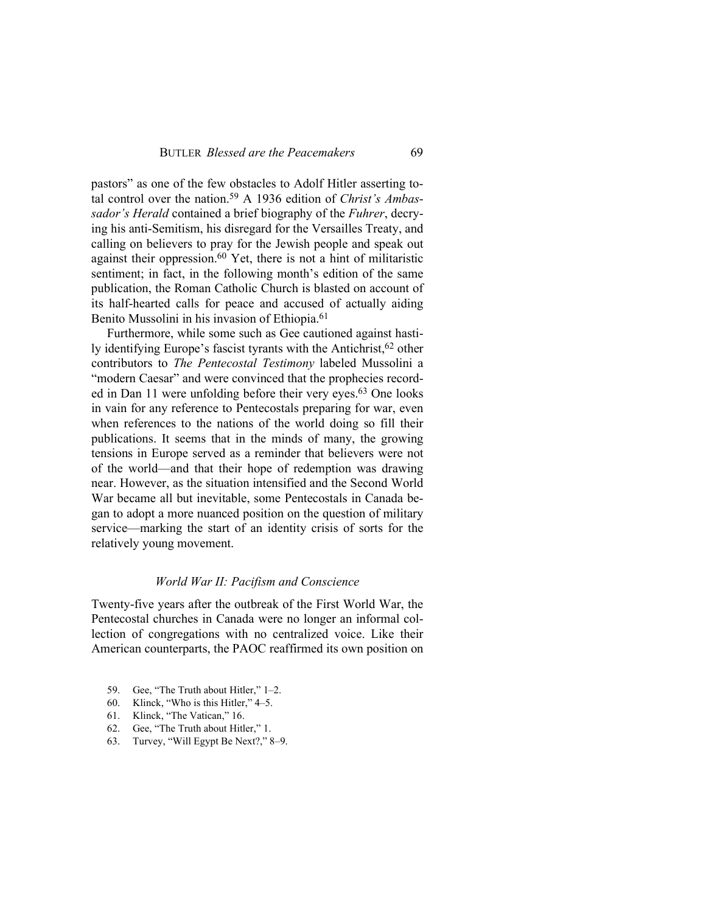pastors" as one of the few obstacles to Adolf Hitler asserting total control over the nation.[59] A 1936 edition of *Christ's Ambassador's Herald* contained a brief biography of the *Fuhrer*, decrying his anti-Semitism, his disregard for the Versailles Treaty, and calling on believers to pray for the Jewish people and speak out against their oppression.[60] Yet, there is not a hint of militaristic sentiment; in fact, in the following month's edition of the same publication, the Roman Catholic Church is blasted on account of its half-hearted calls for peace and accused of actually aiding Benito Mussolini in his invasion of Ethiopia.[61]

Furthermore, while some such as Gee cautioned against hastily identifying Europe's fascist tyrants with the Antichrist,[62] other contributors to *The Pentecostal Testimony* labeled Mussolini a "modern Caesar" and were convinced that the prophecies recorded in Dan 11 were unfolding before their very eyes.[63] One looks in vain for any reference to Pentecostals preparing for war, even when references to the nations of the world doing so fill their publications. It seems that in the minds of many, the growing tensions in Europe served as a reminder that believers were not of the world—and that their hope of redemption was drawing near. However, as the situation intensified and the Second World War became all but inevitable, some Pentecostals in Canada began to adopt a more nuanced position on the question of military service—marking the start of an identity crisis of sorts for the relatively young movement.

### *World War II: Pacifism and Conscience*

Twenty-five years after the outbreak of the First World War, the Pentecostal churches in Canada were no longer an informal collection of congregations with no centralized voice. Like their American counterparts, the PAOC reaffirmed its own position on

59. Gee, "The Truth about Hitler," 1–2.
60. Klinck, "Who is this Hitler," 4–5.
61. Klinck, "The Vatican," 16.
62. Gee, "The Truth about Hitler," 1.
63. Turvey, "Will Egypt Be Next?," 8–9.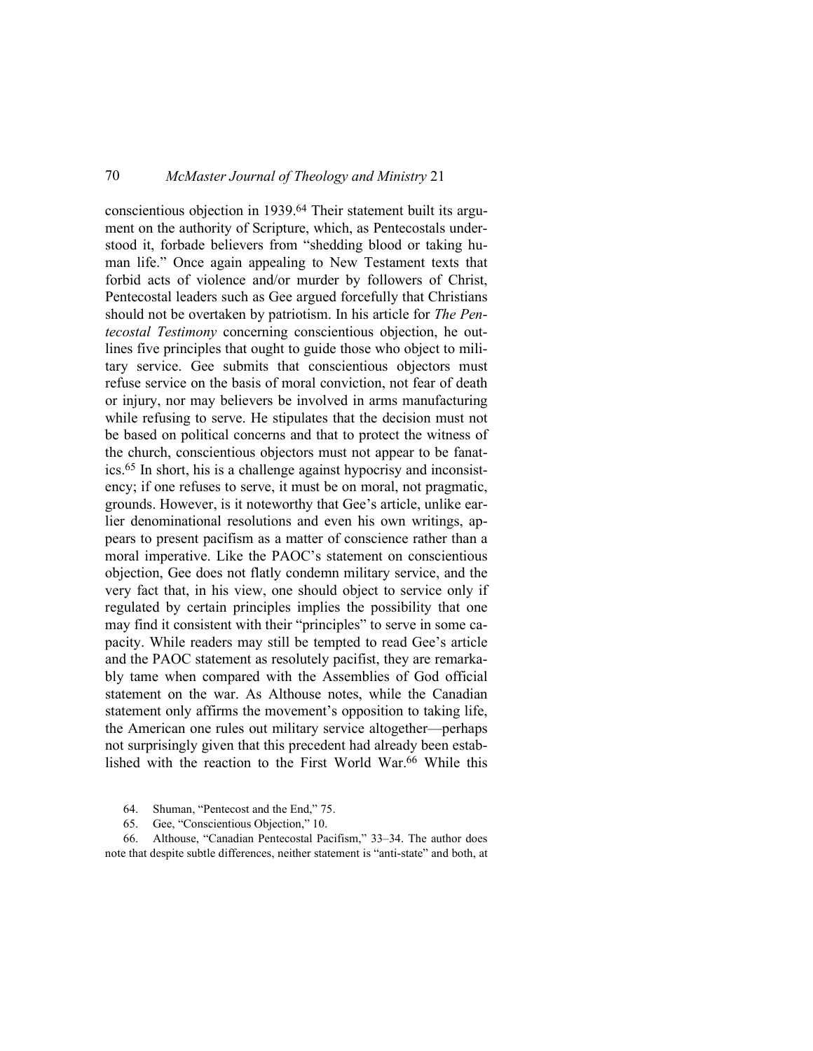conscientious objection in 1939.[64] Their statement built its argument on the authority of Scripture, which, as Pentecostals understood it, forbade believers from "shedding blood or taking human life." Once again appealing to New Testament texts that forbid acts of violence and/or murder by followers of Christ, Pentecostal leaders such as Gee argued forcefully that Christians should not be overtaken by patriotism. In his article for *The Pentecostal Testimony* concerning conscientious objection, he outlines five principles that ought to guide those who object to military service. Gee submits that conscientious objectors must refuse service on the basis of moral conviction, not fear of death or injury, nor may believers be involved in arms manufacturing while refusing to serve. He stipulates that the decision must not be based on political concerns and that to protect the witness of the church, conscientious objectors must not appear to be fanatics.[65] In short, his is a challenge against hypocrisy and inconsistency; if one refuses to serve, it must be on moral, not pragmatic, grounds. However, is it noteworthy that Gee's article, unlike earlier denominational resolutions and even his own writings, appears to present pacifism as a matter of conscience rather than a moral imperative. Like the PAOC's statement on conscientious objection, Gee does not flatly condemn military service, and the very fact that, in his view, one should object to service only if regulated by certain principles implies the possibility that one may find it consistent with their "principles" to serve in some capacity. While readers may still be tempted to read Gee's article and the PAOC statement as resolutely pacifist, they are remarkably tame when compared with the Assemblies of God official statement on the war. As Althouse notes, while the Canadian statement only affirms the movement's opposition to taking life, the American one rules out military service altogether—perhaps not surprisingly given that this precedent had already been established with the reaction to the First World War.[66] While this

64. Shuman, "Pentecost and the End," 75.

65. Gee, "Conscientious Objection," 10.

66. Althouse, "Canadian Pentecostal Pacifism," 33–34. The author does note that despite subtle differences, neither statement is "anti-state" and both, at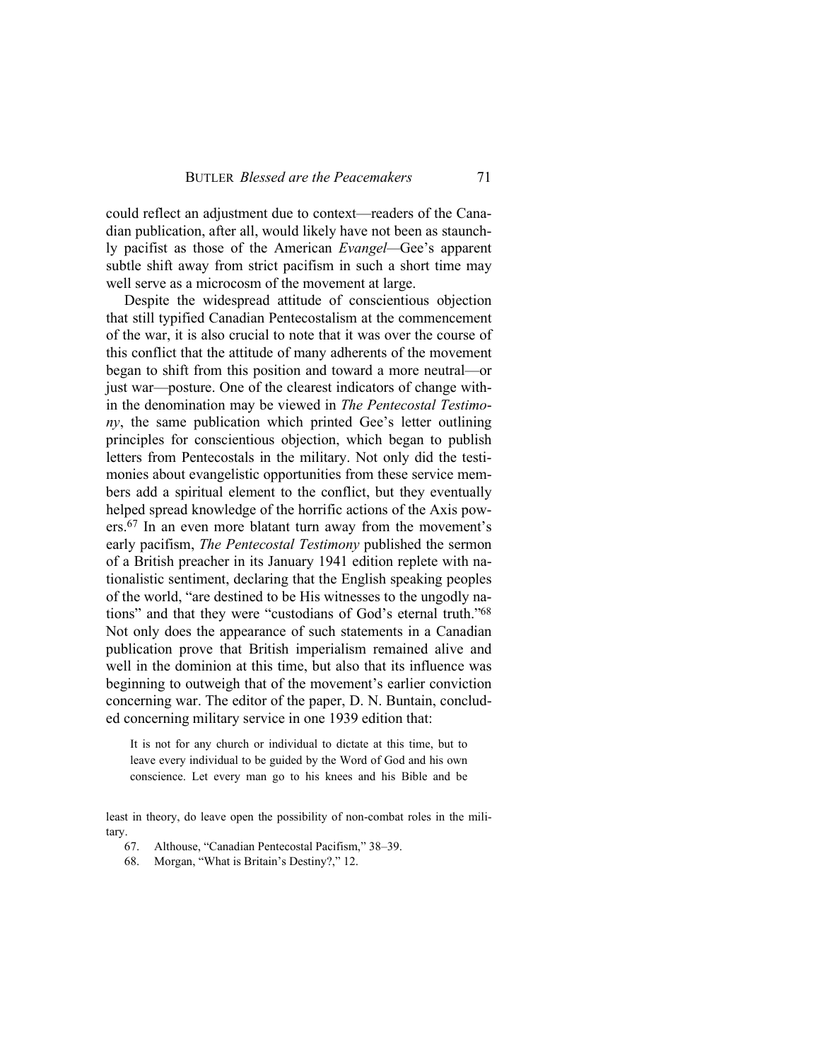could reflect an adjustment due to context—readers of the Canadian publication, after all, would likely have not been as staunchly pacifist as those of the American *Evangel*—Gee's apparent subtle shift away from strict pacifism in such a short time may well serve as a microcosm of the movement at large.

Despite the widespread attitude of conscientious objection that still typified Canadian Pentecostalism at the commencement of the war, it is also crucial to note that it was over the course of this conflict that the attitude of many adherents of the movement began to shift from this position and toward a more neutral—or just war—posture. One of the clearest indicators of change within the denomination may be viewed in *The Pentecostal Testimony*, the same publication which printed Gee's letter outlining principles for conscientious objection, which began to publish letters from Pentecostals in the military. Not only did the testimonies about evangelistic opportunities from these service members add a spiritual element to the conflict, but they eventually helped spread knowledge of the horrific actions of the Axis powers.[67] In an even more blatant turn away from the movement's early pacifism, *The Pentecostal Testimony* published the sermon of a British preacher in its January 1941 edition replete with nationalistic sentiment, declaring that the English speaking peoples of the world, "are destined to be His witnesses to the ungodly nations" and that they were "custodians of God's eternal truth."[68] Not only does the appearance of such statements in a Canadian publication prove that British imperialism remained alive and well in the dominion at this time, but also that its influence was beginning to outweigh that of the movement's earlier conviction concerning war. The editor of the paper, D. N. Buntain, concluded concerning military service in one 1939 edition that:

> It is not for any church or individual to dictate at this time, but to leave every individual to be guided by the Word of God and his own conscience. Let every man go to his knees and his Bible and be

least in theory, do leave open the possibility of non-combat roles in the military.

67. Althouse, "Canadian Pentecostal Pacifism," 38–39.

68. Morgan, "What is Britain's Destiny?," 12.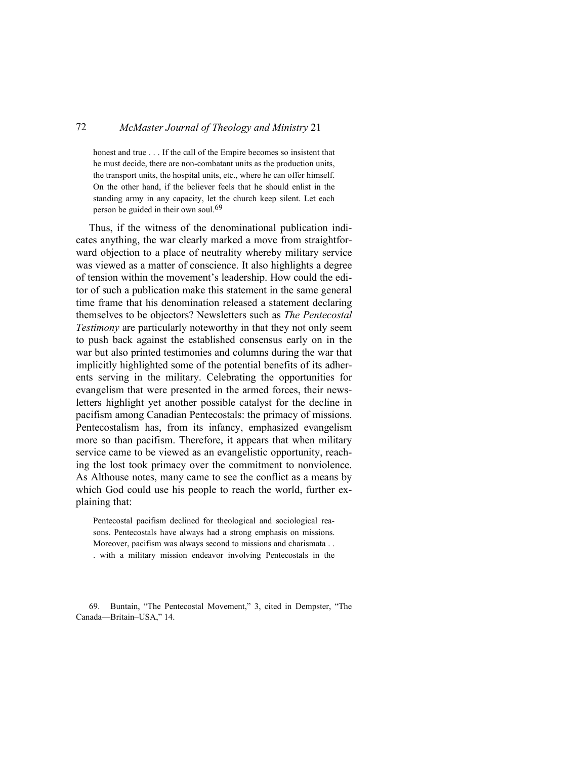> honest and true . . . If the call of the Empire becomes so insistent that he must decide, there are non-combatant units as the production units, the transport units, the hospital units, etc., where he can offer himself. On the other hand, if the believer feels that he should enlist in the standing army in any capacity, let the church keep silent. Let each person be guided in their own soul.[69]

Thus, if the witness of the denominational publication indicates anything, the war clearly marked a move from straightforward objection to a place of neutrality whereby military service was viewed as a matter of conscience. It also highlights a degree of tension within the movement's leadership. How could the editor of such a publication make this statement in the same general time frame that his denomination released a statement declaring themselves to be objectors? Newsletters such as *The Pentecostal Testimony* are particularly noteworthy in that they not only seem to push back against the established consensus early on in the war but also printed testimonies and columns during the war that implicitly highlighted some of the potential benefits of its adherents serving in the military. Celebrating the opportunities for evangelism that were presented in the armed forces, their newsletters highlight yet another possible catalyst for the decline in pacifism among Canadian Pentecostals: the primacy of missions. Pentecostalism has, from its infancy, emphasized evangelism more so than pacifism. Therefore, it appears that when military service came to be viewed as an evangelistic opportunity, reaching the lost took primacy over the commitment to nonviolence. As Althouse notes, many came to see the conflict as a means by which God could use his people to reach the world, further explaining that:

> Pentecostal pacifism declined for theological and sociological reasons. Pentecostals have always had a strong emphasis on missions. Moreover, pacifism was always second to missions and charismata . . . with a military mission endeavor involving Pentecostals in the

69. Buntain, "The Pentecostal Movement," 3, cited in Dempster, "The Canada—Britain–USA," 14.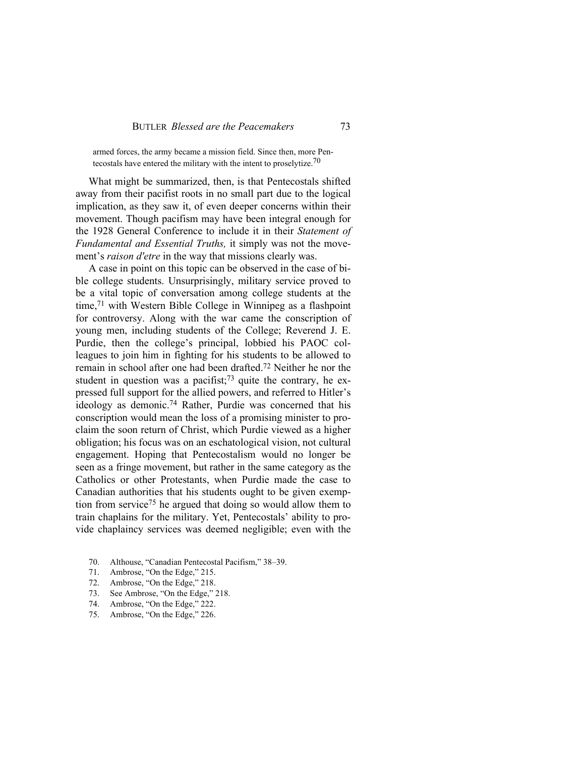armed forces, the army became a mission field. Since then, more Pentecostals have entered the military with the intent to proselytize.[70]

What might be summarized, then, is that Pentecostals shifted away from their pacifist roots in no small part due to the logical implication, as they saw it, of even deeper concerns within their movement. Though pacifism may have been integral enough for the 1928 General Conference to include it in their *Statement of Fundamental and Essential Truths,* it simply was not the movement's *raison d'etre* in the way that missions clearly was.

A case in point on this topic can be observed in the case of bible college students. Unsurprisingly, military service proved to be a vital topic of conversation among college students at the time,[71] with Western Bible College in Winnipeg as a flashpoint for controversy. Along with the war came the conscription of young men, including students of the College; Reverend J. E. Purdie, then the college's principal, lobbied his PAOC colleagues to join him in fighting for his students to be allowed to remain in school after one had been drafted.[72] Neither he nor the student in question was a pacifist;[73] quite the contrary, he expressed full support for the allied powers, and referred to Hitler's ideology as demonic.[74] Rather, Purdie was concerned that his conscription would mean the loss of a promising minister to proclaim the soon return of Christ, which Purdie viewed as a higher obligation; his focus was on an eschatological vision, not cultural engagement. Hoping that Pentecostalism would no longer be seen as a fringe movement, but rather in the same category as the Catholics or other Protestants, when Purdie made the case to Canadian authorities that his students ought to be given exemption from service[75] he argued that doing so would allow them to train chaplains for the military. Yet, Pentecostals' ability to provide chaplaincy services was deemed negligible; even with the

70. Althouse, "Canadian Pentecostal Pacifism," 38–39.
71. Ambrose, "On the Edge," 215.
72. Ambrose, "On the Edge," 218.
73. See Ambrose, "On the Edge," 218.
74. Ambrose, "On the Edge," 222.
75. Ambrose, "On the Edge," 226.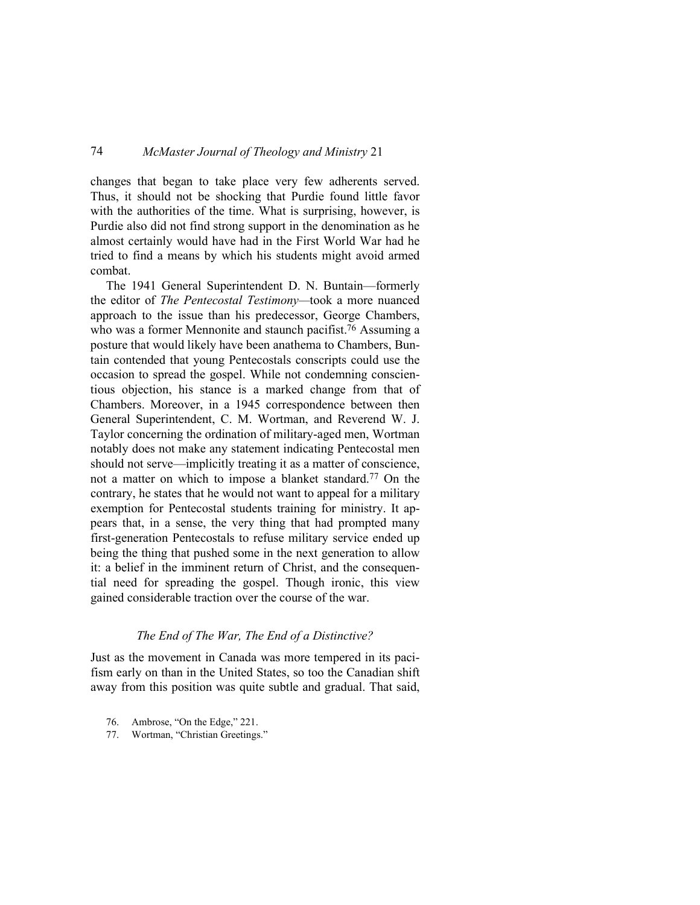changes that began to take place very few adherents served. Thus, it should not be shocking that Purdie found little favor with the authorities of the time. What is surprising, however, is Purdie also did not find strong support in the denomination as he almost certainly would have had in the First World War had he tried to find a means by which his students might avoid armed combat.

The 1941 General Superintendent D. N. Buntain—formerly the editor of *The Pentecostal Testimony*—took a more nuanced approach to the issue than his predecessor, George Chambers, who was a former Mennonite and staunch pacifist.[76] Assuming a posture that would likely have been anathema to Chambers, Buntain contended that young Pentecostals conscripts could use the occasion to spread the gospel. While not condemning conscientious objection, his stance is a marked change from that of Chambers. Moreover, in a 1945 correspondence between then General Superintendent, C. M. Wortman, and Reverend W. J. Taylor concerning the ordination of military-aged men, Wortman notably does not make any statement indicating Pentecostal men should not serve—implicitly treating it as a matter of conscience, not a matter on which to impose a blanket standard.[77] On the contrary, he states that he would not want to appeal for a military exemption for Pentecostal students training for ministry. It appears that, in a sense, the very thing that had prompted many first-generation Pentecostals to refuse military service ended up being the thing that pushed some in the next generation to allow it: a belief in the imminent return of Christ, and the consequential need for spreading the gospel. Though ironic, this view gained considerable traction over the course of the war.

### *The End of The War, The End of a Distinctive?*

Just as the movement in Canada was more tempered in its pacifism early on than in the United States, so too the Canadian shift away from this position was quite subtle and gradual. That said,

76. Ambrose, "On the Edge," 221.

77. Wortman, "Christian Greetings."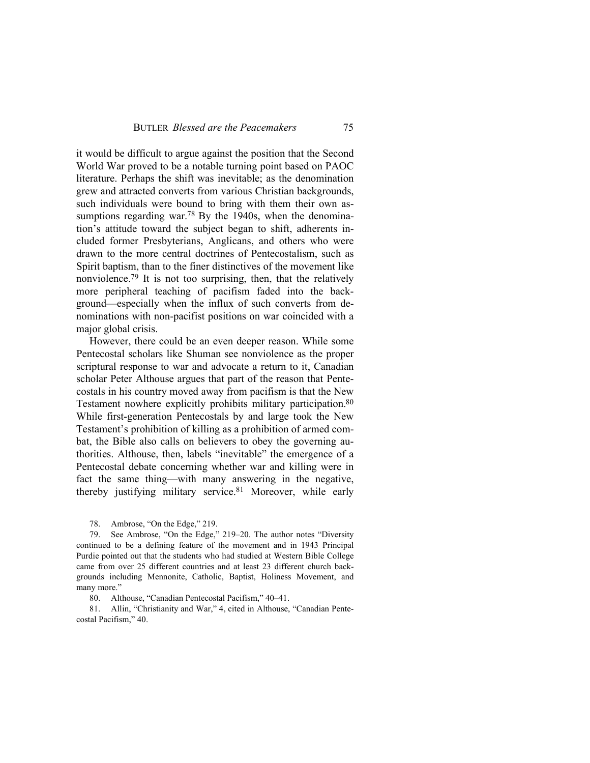it would be difficult to argue against the position that the Second World War proved to be a notable turning point based on PAOC literature. Perhaps the shift was inevitable; as the denomination grew and attracted converts from various Christian backgrounds, such individuals were bound to bring with them their own assumptions regarding war.[78] By the 1940s, when the denomination's attitude toward the subject began to shift, adherents included former Presbyterians, Anglicans, and others who were drawn to the more central doctrines of Pentecostalism, such as Spirit baptism, than to the finer distinctives of the movement like nonviolence.[79] It is not too surprising, then, that the relatively more peripheral teaching of pacifism faded into the background—especially when the influx of such converts from denominations with non-pacifist positions on war coincided with a major global crisis.

However, there could be an even deeper reason. While some Pentecostal scholars like Shuman see nonviolence as the proper scriptural response to war and advocate a return to it, Canadian scholar Peter Althouse argues that part of the reason that Pentecostals in his country moved away from pacifism is that the New Testament nowhere explicitly prohibits military participation.[80] While first-generation Pentecostals by and large took the New Testament's prohibition of killing as a prohibition of armed combat, the Bible also calls on believers to obey the governing authorities. Althouse, then, labels "inevitable" the emergence of a Pentecostal debate concerning whether war and killing were in fact the same thing—with many answering in the negative, thereby justifying military service.[81] Moreover, while early

78. Ambrose, "On the Edge," 219.

79. See Ambrose, "On the Edge," 219–20. The author notes "Diversity continued to be a defining feature of the movement and in 1943 Principal Purdie pointed out that the students who had studied at Western Bible College came from over 25 different countries and at least 23 different church backgrounds including Mennonite, Catholic, Baptist, Holiness Movement, and many more."

80. Althouse, "Canadian Pentecostal Pacifism," 40–41.

81. Allin, "Christianity and War," 4, cited in Althouse, "Canadian Pentecostal Pacifism," 40.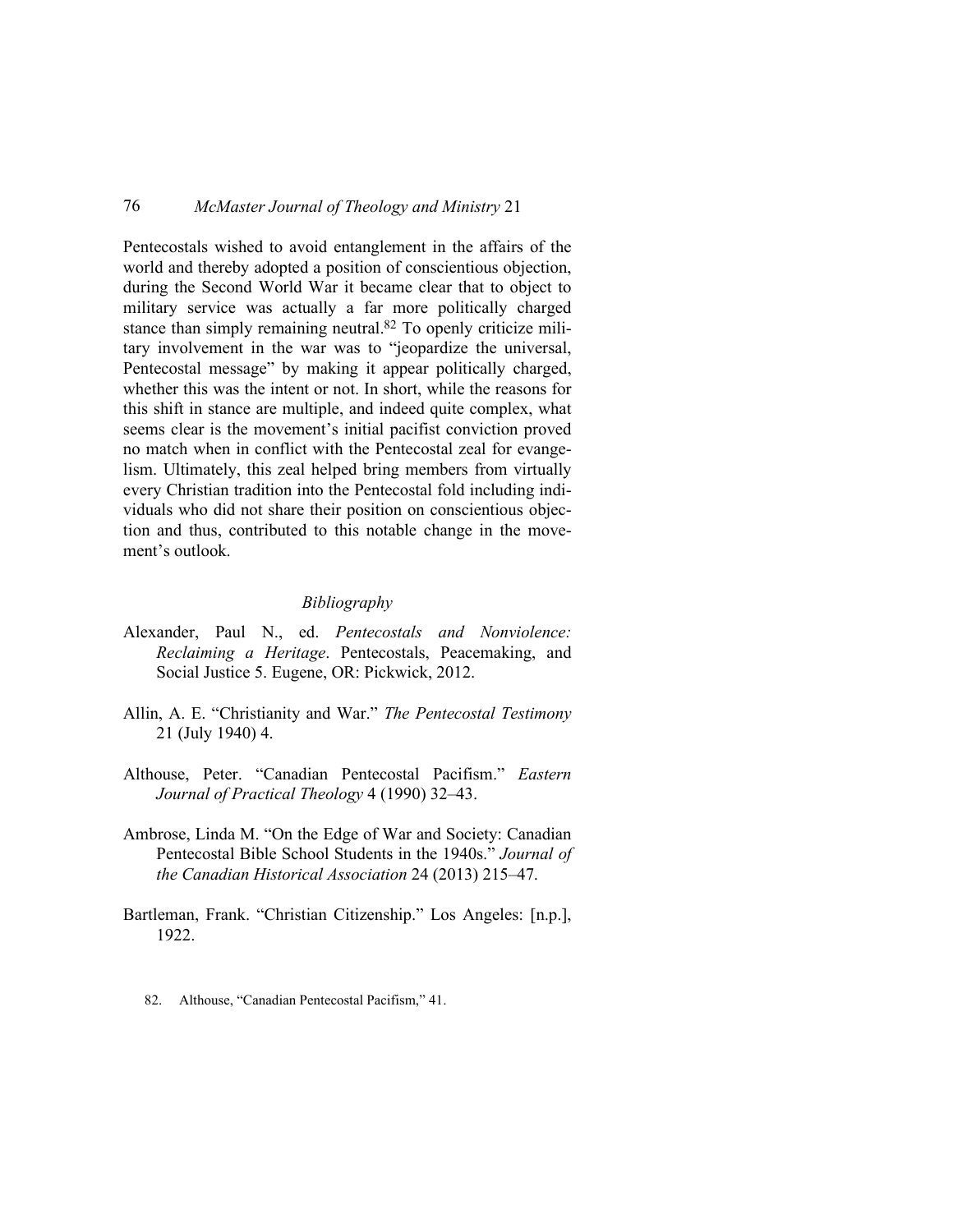Pentecostals wished to avoid entanglement in the affairs of the world and thereby adopted a position of conscientious objection, during the Second World War it became clear that to object to military service was actually a far more politically charged stance than simply remaining neutral.[82] To openly criticize military involvement in the war was to "jeopardize the universal, Pentecostal message" by making it appear politically charged, whether this was the intent or not. In short, while the reasons for this shift in stance are multiple, and indeed quite complex, what seems clear is the movement's initial pacifist conviction proved no match when in conflict with the Pentecostal zeal for evangelism. Ultimately, this zeal helped bring members from virtually every Christian tradition into the Pentecostal fold including individuals who did not share their position on conscientious objection and thus, contributed to this notable change in the movement's outlook.

*Bibliography*

Alexander, Paul N., ed. *Pentecostals and Nonviolence: Reclaiming a Heritage*. Pentecostals, Peacemaking, and Social Justice 5. Eugene, OR: Pickwick, 2012.

Allin, A. E. "Christianity and War." *The Pentecostal Testimony* 21 (July 1940) 4.

Althouse, Peter. "Canadian Pentecostal Pacifism." *Eastern Journal of Practical Theology* 4 (1990) 32–43.

Ambrose, Linda M. "On the Edge of War and Society: Canadian Pentecostal Bible School Students in the 1940s." *Journal of the Canadian Historical Association* 24 (2013) 215–47.

Bartleman, Frank. "Christian Citizenship." Los Angeles: [n.p.], 1922.

82. Althouse, "Canadian Pentecostal Pacifism," 41.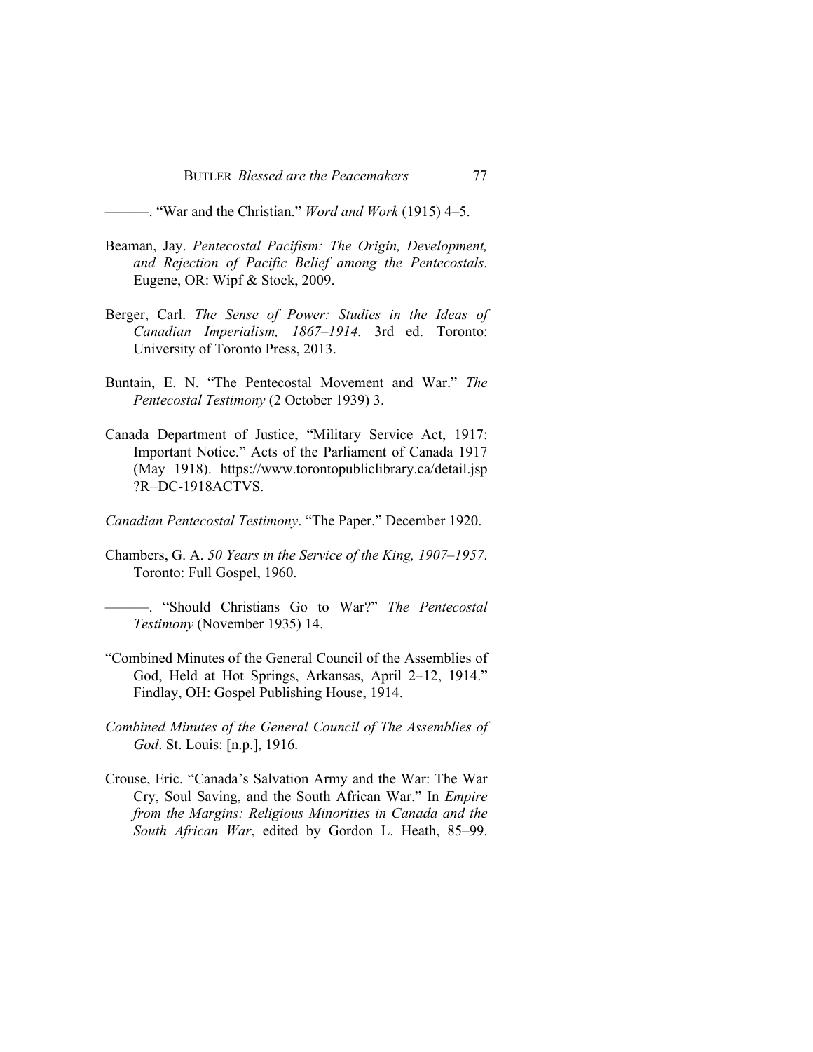———. "War and the Christian." *Word and Work* (1915) 4–5.

Beaman, Jay. *Pentecostal Pacifism: The Origin, Development, and Rejection of Pacific Belief among the Pentecostals*. Eugene, OR: Wipf & Stock, 2009.

Berger, Carl. *The Sense of Power: Studies in the Ideas of Canadian Imperialism, 1867–1914*. 3rd ed. Toronto: University of Toronto Press, 2013.

Buntain, E. N. "The Pentecostal Movement and War." *The Pentecostal Testimony* (2 October 1939) 3.

Canada Department of Justice, "Military Service Act, 1917: Important Notice." Acts of the Parliament of Canada 1917 (May 1918). https://www.torontopubliclibrary.ca/detail.jsp?R=DC-1918ACTVS.

*Canadian Pentecostal Testimony*. "The Paper." December 1920.

Chambers, G. A. *50 Years in the Service of the King, 1907–1957*. Toronto: Full Gospel, 1960.

———. "Should Christians Go to War?" *The Pentecostal Testimony* (November 1935) 14.

"Combined Minutes of the General Council of the Assemblies of God, Held at Hot Springs, Arkansas, April 2–12, 1914." Findlay, OH: Gospel Publishing House, 1914.

*Combined Minutes of the General Council of The Assemblies of God*. St. Louis: [n.p.], 1916.

Crouse, Eric. "Canada's Salvation Army and the War: The War Cry, Soul Saving, and the South African War." In *Empire from the Margins: Religious Minorities in Canada and the South African War*, edited by Gordon L. Heath, 85–99.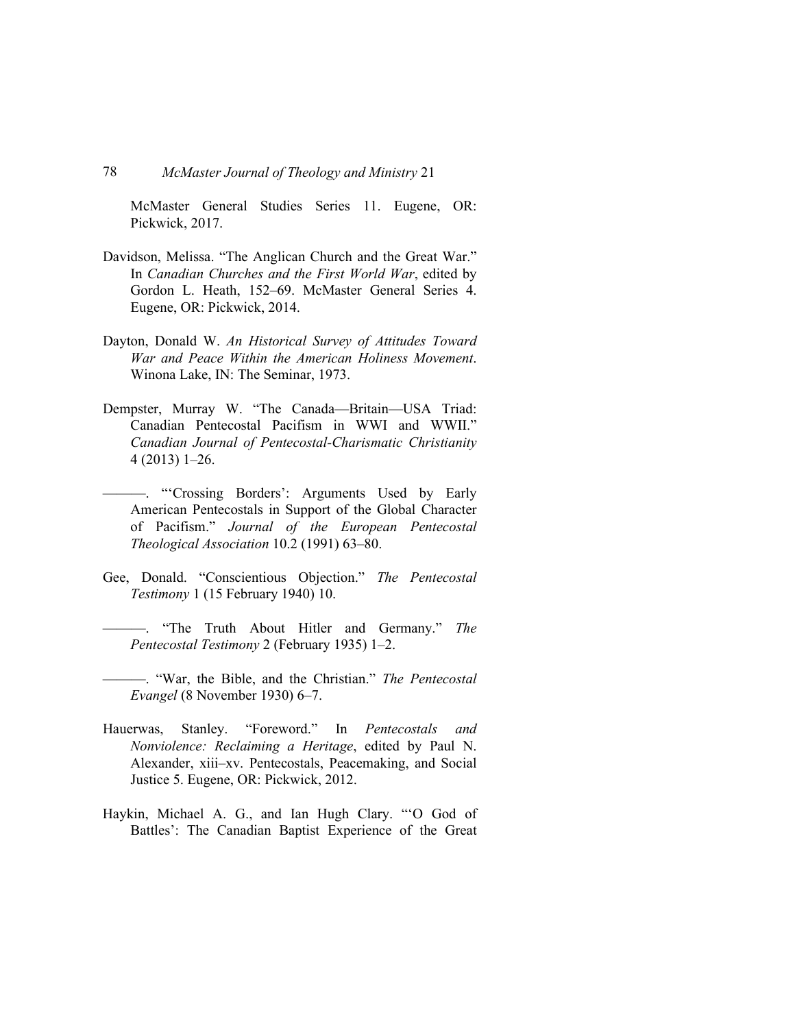McMaster General Studies Series 11. Eugene, OR: Pickwick, 2017.

Davidson, Melissa. "The Anglican Church and the Great War." In *Canadian Churches and the First World War*, edited by Gordon L. Heath, 152–69. McMaster General Series 4. Eugene, OR: Pickwick, 2014.

Dayton, Donald W. *An Historical Survey of Attitudes Toward War and Peace Within the American Holiness Movement*. Winona Lake, IN: The Seminar, 1973.

Dempster, Murray W. "The Canada—Britain—USA Triad: Canadian Pentecostal Pacifism in WWI and WWII." *Canadian Journal of Pentecostal-Charismatic Christianity* 4 (2013) 1–26.

———. "'Crossing Borders': Arguments Used by Early American Pentecostals in Support of the Global Character of Pacifism." *Journal of the European Pentecostal Theological Association* 10.2 (1991) 63–80.

Gee, Donald. "Conscientious Objection." *The Pentecostal Testimony* 1 (15 February 1940) 10.

———. "The Truth About Hitler and Germany." *The Pentecostal Testimony* 2 (February 1935) 1–2.

———. "War, the Bible, and the Christian." *The Pentecostal Evangel* (8 November 1930) 6–7.

Hauerwas, Stanley. "Foreword." In *Pentecostals and Nonviolence: Reclaiming a Heritage*, edited by Paul N. Alexander, xiii–xv. Pentecostals, Peacemaking, and Social Justice 5. Eugene, OR: Pickwick, 2012.

Haykin, Michael A. G., and Ian Hugh Clary. "'O God of Battles': The Canadian Baptist Experience of the Great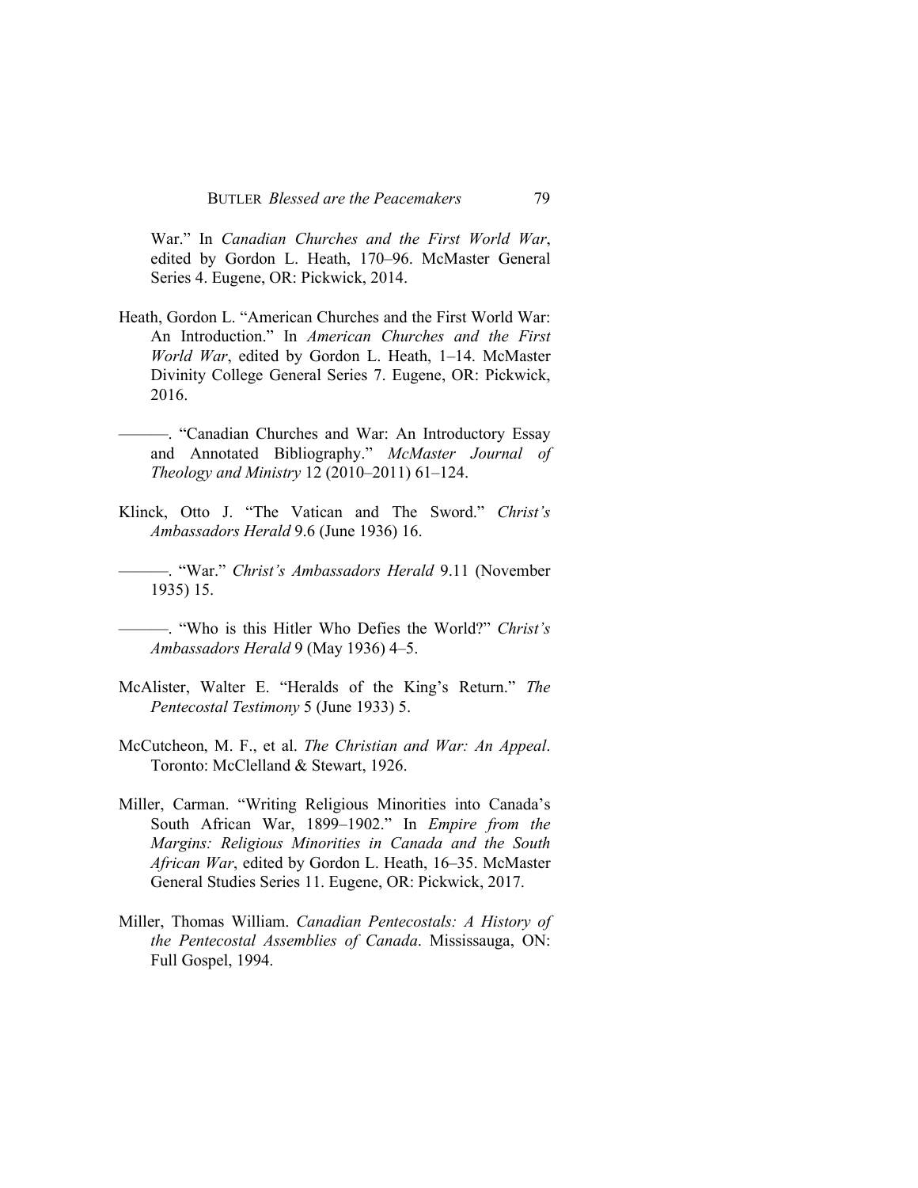War." In *Canadian Churches and the First World War*, edited by Gordon L. Heath, 170–96. McMaster General Series 4. Eugene, OR: Pickwick, 2014.

Heath, Gordon L. "American Churches and the First World War: An Introduction." In *American Churches and the First World War*, edited by Gordon L. Heath, 1–14. McMaster Divinity College General Series 7. Eugene, OR: Pickwick, 2016.

———. "Canadian Churches and War: An Introductory Essay and Annotated Bibliography." *McMaster Journal of Theology and Ministry* 12 (2010–2011) 61–124.

Klinck, Otto J. "The Vatican and The Sword." *Christ's Ambassadors Herald* 9.6 (June 1936) 16.

———. "War." *Christ's Ambassadors Herald* 9.11 (November 1935) 15.

———. "Who is this Hitler Who Defies the World?" *Christ's Ambassadors Herald* 9 (May 1936) 4–5.

McAlister, Walter E. "Heralds of the King's Return." *The Pentecostal Testimony* 5 (June 1933) 5.

McCutcheon, M. F., et al. *The Christian and War: An Appeal*. Toronto: McClelland & Stewart, 1926.

Miller, Carman. "Writing Religious Minorities into Canada's South African War, 1899–1902." In *Empire from the Margins: Religious Minorities in Canada and the South African War*, edited by Gordon L. Heath, 16–35. McMaster General Studies Series 11. Eugene, OR: Pickwick, 2017.

Miller, Thomas William. *Canadian Pentecostals: A History of the Pentecostal Assemblies of Canada*. Mississauga, ON: Full Gospel, 1994.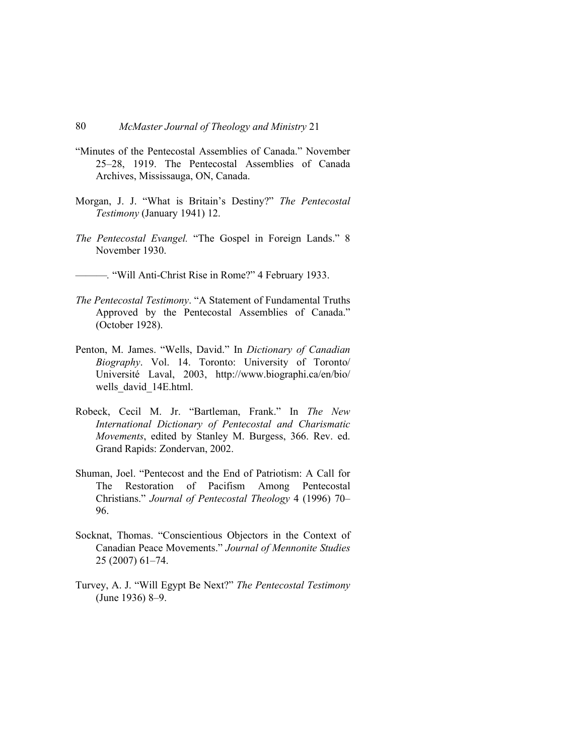"Minutes of the Pentecostal Assemblies of Canada." November 25–28, 1919. The Pentecostal Assemblies of Canada Archives, Mississauga, ON, Canada.

Morgan, J. J. "What is Britain's Destiny?" *The Pentecostal Testimony* (January 1941) 12.

*The Pentecostal Evangel.* "The Gospel in Foreign Lands." 8 November 1930.

———. "Will Anti-Christ Rise in Rome?" 4 February 1933.

*The Pentecostal Testimony*. "A Statement of Fundamental Truths Approved by the Pentecostal Assemblies of Canada." (October 1928).

Penton, M. James. "Wells, David." In *Dictionary of Canadian Biography*. Vol. 14. Toronto: University of Toronto/ Université Laval, 2003, http://www.biographi.ca/en/bio/wells_david_14E.html.

Robeck, Cecil M. Jr. "Bartleman, Frank." In *The New International Dictionary of Pentecostal and Charismatic Movements*, edited by Stanley M. Burgess, 366. Rev. ed. Grand Rapids: Zondervan, 2002.

Shuman, Joel. "Pentecost and the End of Patriotism: A Call for The Restoration of Pacifism Among Pentecostal Christians." *Journal of Pentecostal Theology* 4 (1996) 70–96.

Socknat, Thomas. "Conscientious Objectors in the Context of Canadian Peace Movements." *Journal of Mennonite Studies* 25 (2007) 61–74.

Turvey, A. J. "Will Egypt Be Next?" *The Pentecostal Testimony* (June 1936) 8–9.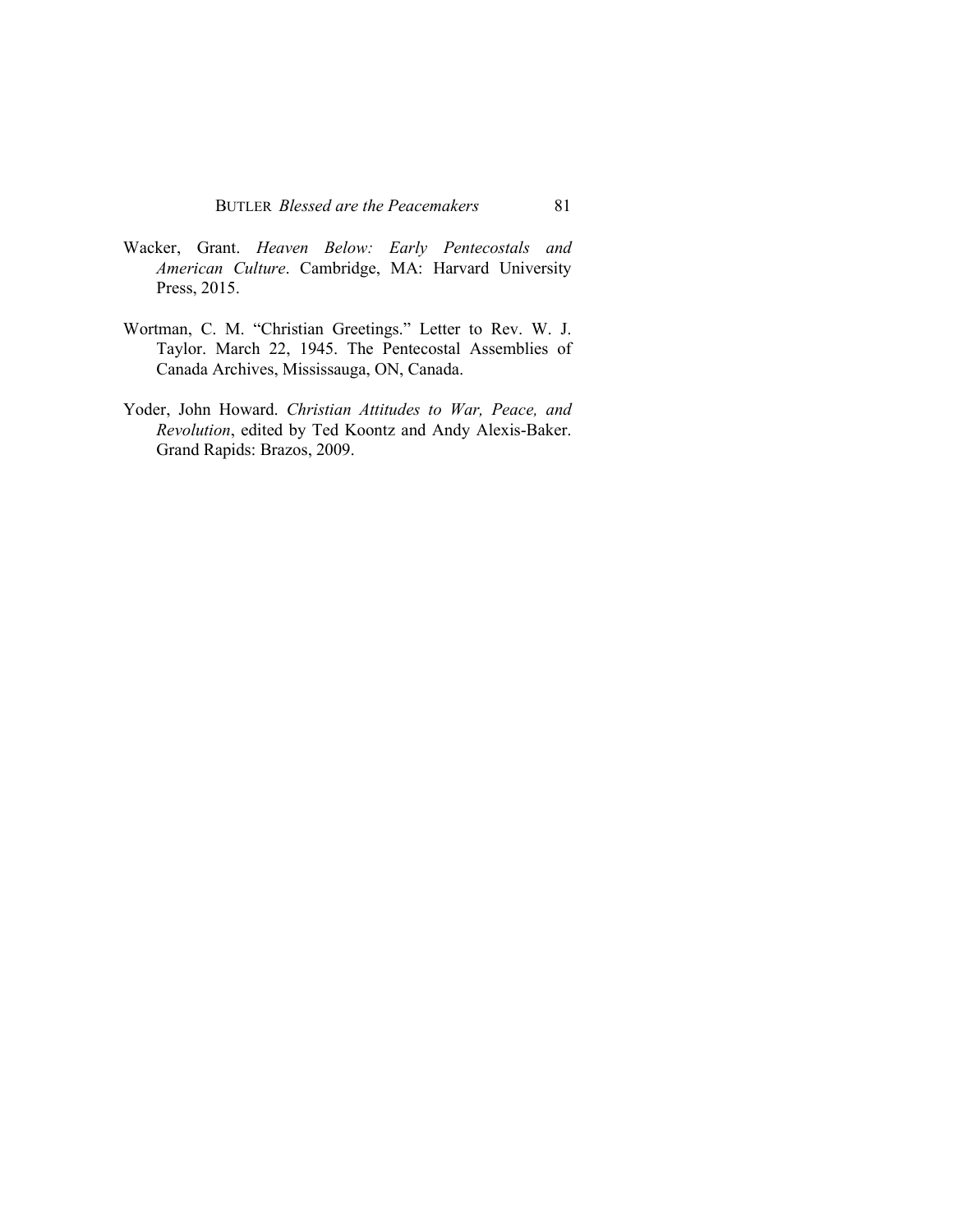Wacker, Grant. *Heaven Below: Early Pentecostals and American Culture*. Cambridge, MA: Harvard University Press, 2015.

Wortman, C. M. "Christian Greetings." Letter to Rev. W. J. Taylor. March 22, 1945. The Pentecostal Assemblies of Canada Archives, Mississauga, ON, Canada.

Yoder, John Howard. *Christian Attitudes to War, Peace, and Revolution*, edited by Ted Koontz and Andy Alexis-Baker. Grand Rapids: Brazos, 2009.